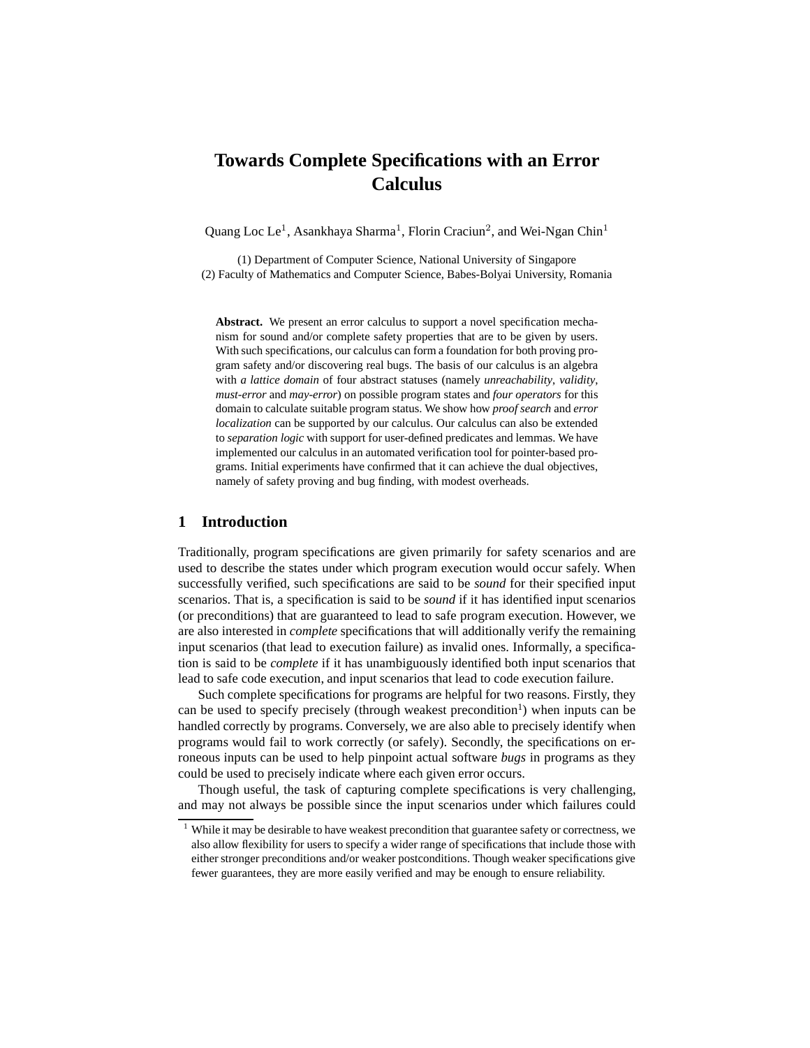# Towards Complete Specifications with an Error Calculus

Quang Loc Le[1], Asankhaya Sharma[1], Florin Craciun[2], and Wei-Ngan Chin[1]

(1) Department of Computer Science, National University of Singapore
(2) Faculty of Mathematics and Computer Science, Babes-Bolyai University, Romania

**Abstract.** We present an error calculus to support a novel specification mechanism for sound and/or complete safety properties that are to be given by users. With such specifications, our calculus can form a foundation for both proving program safety and/or discovering real bugs. The basis of our calculus is an algebra with *a lattice domain* of four abstract statuses (namely *unreachability*, *validity*, *must-error* and *may-error*) on possible program states and *four operators* for this domain to calculate suitable program status. We show how *proof search* and *error localization* can be supported by our calculus. Our calculus can also be extended to *separation logic* with support for user-defined predicates and lemmas. We have implemented our calculus in an automated verification tool for pointer-based programs. Initial experiments have confirmed that it can achieve the dual objectives, namely of safety proving and bug finding, with modest overheads.

## 1 Introduction

Traditionally, program specifications are given primarily for safety scenarios and are used to describe the states under which program execution would occur safely. When successfully verified, such specifications are said to be *sound* for their specified input scenarios. That is, a specification is said to be *sound* if it has identified input scenarios (or preconditions) that are guaranteed to lead to safe program execution. However, we are also interested in *complete* specifications that will additionally verify the remaining input scenarios (that lead to execution failure) as invalid ones. Informally, a specification is said to be *complete* if it has unambiguously identified both input scenarios that lead to safe code execution, and input scenarios that lead to code execution failure.

Such complete specifications for programs are helpful for two reasons. Firstly, they can be used to specify precisely (through weakest precondition[1]) when inputs can be handled correctly by programs. Conversely, we are also able to precisely identify when programs would fail to work correctly (or safely). Secondly, the specifications on erroneous inputs can be used to help pinpoint actual software *bugs* in programs as they could be used to precisely indicate where each given error occurs.

Though useful, the task of capturing complete specifications is very challenging, and may not always be possible since the input scenarios under which failures could

[1] While it may be desirable to have weakest precondition that guarantee safety or correctness, we also allow flexibility for users to specify a wider range of specifications that include those with either stronger preconditions and/or weaker postconditions. Though weaker specifications give fewer guarantees, they are more easily verified and may be enough to ensure reliability.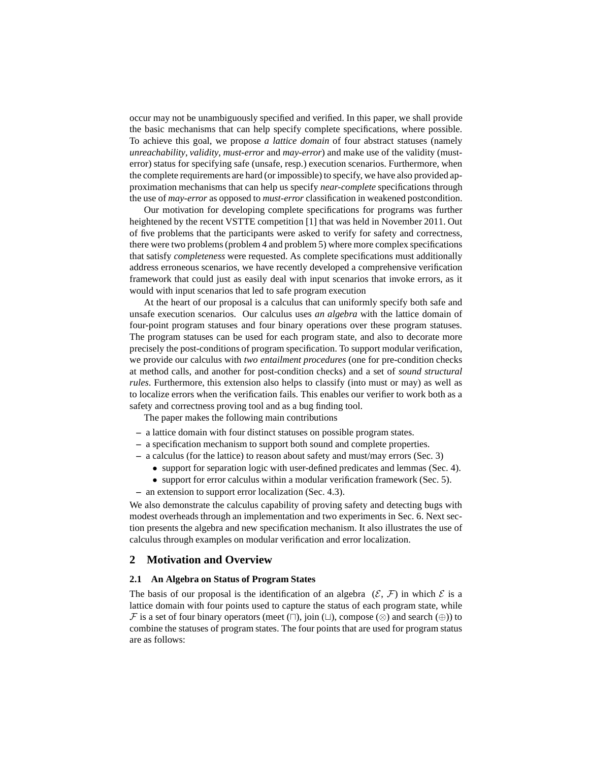occur may not be unambiguously specified and verified. In this paper, we shall provide the basic mechanisms that can help specify complete specifications, where possible. To achieve this goal, we propose *a lattice domain* of four abstract statuses (namely *unreachability*, *validity*, *must-error* and *may-error*) and make use of the validity (must-error) status for specifying safe (unsafe, resp.) execution scenarios. Furthermore, when the complete requirements are hard (or impossible) to specify, we have also provided approximation mechanisms that can help us specify *near-complete* specifications through the use of *may-error* as opposed to *must-error* classification in weakened postcondition.

Our motivation for developing complete specifications for programs was further heightened by the recent VSTTE competition [1] that was held in November 2011. Out of five problems that the participants were asked to verify for safety and correctness, there were two problems (problem 4 and problem 5) where more complex specifications that satisfy *completeness* were requested. As complete specifications must additionally address erroneous scenarios, we have recently developed a comprehensive verification framework that could just as easily deal with input scenarios that invoke errors, as it would with input scenarios that led to safe program execution

At the heart of our proposal is a calculus that can uniformly specify both safe and unsafe execution scenarios. Our calculus uses *an algebra* with the lattice domain of four-point program statuses and four binary operations over these program statuses. The program statuses can be used for each program state, and also to decorate more precisely the post-conditions of program specification. To support modular verification, we provide our calculus with *two entailment procedures* (one for pre-condition checks at method calls, and another for post-condition checks) and a set of *sound structural rules*. Furthermore, this extension also helps to classify (into must or may) as well as to localize errors when the verification fails. This enables our verifier to work both as a safety and correctness proving tool and as a bug finding tool.

The paper makes the following main contributions

– a lattice domain with four distinct statuses on possible program states.
– a specification mechanism to support both sound and complete properties.
– a calculus (for the lattice) to reason about safety and must/may errors (Sec. 3)
  - support for separation logic with user-defined predicates and lemmas (Sec. 4).
  - support for error calculus within a modular verification framework (Sec. 5).
– an extension to support error localization (Sec. 4.3).

We also demonstrate the calculus capability of proving safety and detecting bugs with modest overheads through an implementation and two experiments in Sec. 6. Next section presents the algebra and new specification mechanism. It also illustrates the use of calculus through examples on modular verification and error localization.

## 2 Motivation and Overview

### 2.1 An Algebra on Status of Program States

The basis of our proposal is the identification of an algebra $(\mathcal{E}, \mathcal{F})$ in which $\mathcal{E}$ is a lattice domain with four points used to capture the status of each program state, while $\mathcal{F}$ is a set of four binary operators (meet ($\sqcap$), join ($\sqcup$), compose ($\otimes$) and search ($\oplus$)) to combine the statuses of program states. The four points that are used for program status are as follows: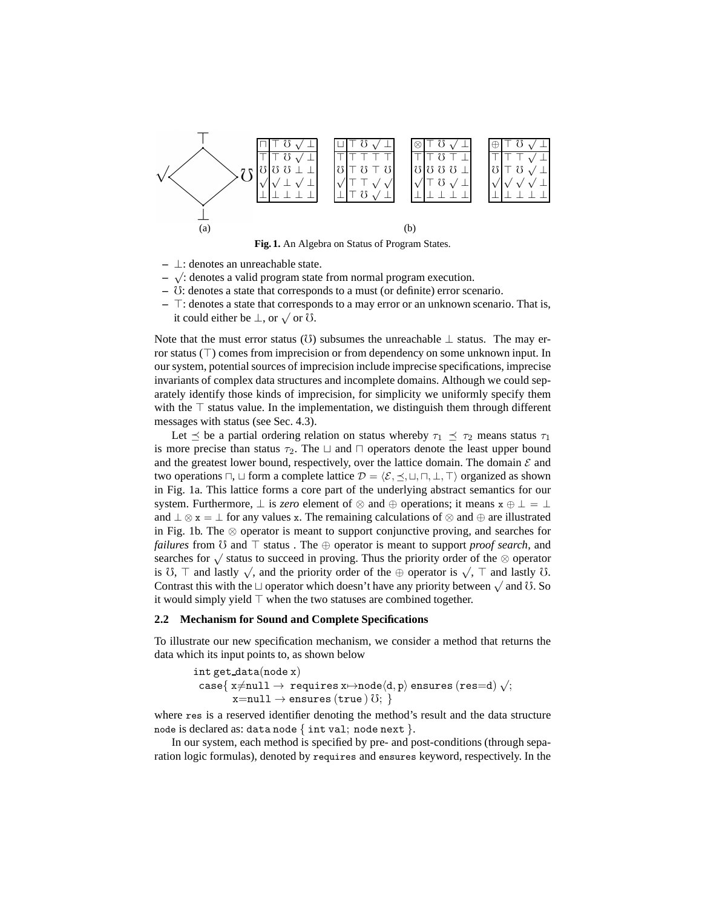(a) Lattice diagram with $\top$ at top, $\surd$ at left, $\mho$ at right, $\bot$ at bottom.

(b)

| $\sqcap$ | $\top$ | $\mho$ | $\surd$ | $\bot$ |
|---|---|---|---|---|
| $\top$ | $\top$ | $\mho$ | $\surd$ | $\bot$ |
| $\mho$ | $\mho$ | $\mho$ | $\bot$ | $\bot$ |
| $\surd$ | $\surd$ | $\bot$ | $\surd$ | $\bot$ |
| $\bot$ | $\bot$ | $\bot$ | $\bot$ | $\bot$ |

| $\sqcup$ | $\top$ | $\mho$ | $\surd$ | $\bot$ |
|---|---|---|---|---|
| $\top$ | $\top$ | $\top$ | $\top$ | $\top$ |
| $\mho$ | $\top$ | $\mho$ | $\top$ | $\mho$ |
| $\surd$ | $\top$ | $\top$ | $\surd$ | $\surd$ |
| $\bot$ | $\top$ | $\mho$ | $\surd$ | $\bot$ |

| $\otimes$ | $\top$ | $\mho$ | $\surd$ | $\bot$ |
|---|---|---|---|---|
| $\top$ | $\top$ | $\mho$ | $\top$ | $\bot$ |
| $\mho$ | $\mho$ | $\mho$ | $\mho$ | $\bot$ |
| $\surd$ | $\top$ | $\mho$ | $\surd$ | $\bot$ |
| $\bot$ | $\bot$ | $\bot$ | $\bot$ | $\bot$ |

| $\oplus$ | $\top$ | $\mho$ | $\surd$ | $\bot$ |
|---|---|---|---|---|
| $\top$ | $\top$ | $\top$ | $\surd$ | $\bot$ |
| $\mho$ | $\top$ | $\mho$ | $\surd$ | $\bot$ |
| $\surd$ | $\surd$ | $\surd$ | $\surd$ | $\bot$ |
| $\bot$ | $\bot$ | $\bot$ | $\bot$ | $\bot$ |

**Fig. 1.** An Algebra on Status of Program States.

- $\bot$: denotes an unreachable state.
- $\surd$: denotes a valid program state from normal program execution.
- $\mho$: denotes a state that corresponds to a must (or definite) error scenario.
- $\top$: denotes a state that corresponds to a may error or an unknown scenario. That is, it could either be $\bot$, or $\surd$ or $\mho$.

Note that the must error status ($\mho$) subsumes the unreachable $\bot$ status. The may error status ($\top$) comes from imprecision or from dependency on some unknown input. In our system, potential sources of imprecision include imprecise specifications, imprecise invariants of complex data structures and incomplete domains. Although we could separately identify those kinds of imprecision, for simplicity we uniformly specify them with the $\top$ status value. In the implementation, we distinguish them through different messages with status (see Sec. 4.3).

Let $\preceq$ be a partial ordering relation on status whereby $\tau_1 \preceq \tau_2$ means status $\tau_1$ is more precise than status $\tau_2$. The $\sqcup$ and $\sqcap$ operators denote the least upper bound and the greatest lower bound, respectively, over the lattice domain. The domain $\mathcal{E}$ and two operations $\sqcap, \sqcup$ form a complete lattice $\mathcal{D} = \langle \mathcal{E}, \preceq, \sqcup, \sqcap, \bot, \top \rangle$ organized as shown in Fig. 1a. This lattice forms a core part of the underlying abstract semantics for our system. Furthermore, $\bot$ is *zero* element of $\otimes$ and $\oplus$ operations; it means $\mathtt{x} \oplus \bot = \bot$ and $\bot \otimes \mathtt{x} = \bot$ for any values $\mathtt{x}$. The remaining calculations of $\otimes$ and $\oplus$ are illustrated in Fig. 1b. The $\otimes$ operator is meant to support conjunctive proving, and searches for *failures* from $\mho$ and $\top$ status . The $\oplus$ operator is meant to support *proof search*, and searches for $\surd$ status to succeed in proving. Thus the priority order of the $\otimes$ operator is $\mho$, $\top$ and lastly $\surd$, and the priority order of the $\oplus$ operator is $\surd$, $\top$ and lastly $\mho$. Contrast this with the $\sqcup$ operator which doesn't have any priority between $\surd$ and $\mho$. So it would simply yield $\top$ when the two statuses are combined together.

### 2.2 Mechanism for Sound and Complete Specifications

To illustrate our new specification mechanism, we consider a method that returns the data which its input points to, as shown below

```
int get_data(node x)
  case{ x≠null → requires x↦node⟨d, p⟩ ensures (res=d) √;
        x=null → ensures (true ) ℧; }
```

where `res` is a reserved identifier denoting the method's result and the data structure `node` is declared as: `data node { int val; node next }`.

In our system, each method is specified by pre- and post-conditions (through separation logic formulas), denoted by `requires` and `ensures` keyword, respectively. In the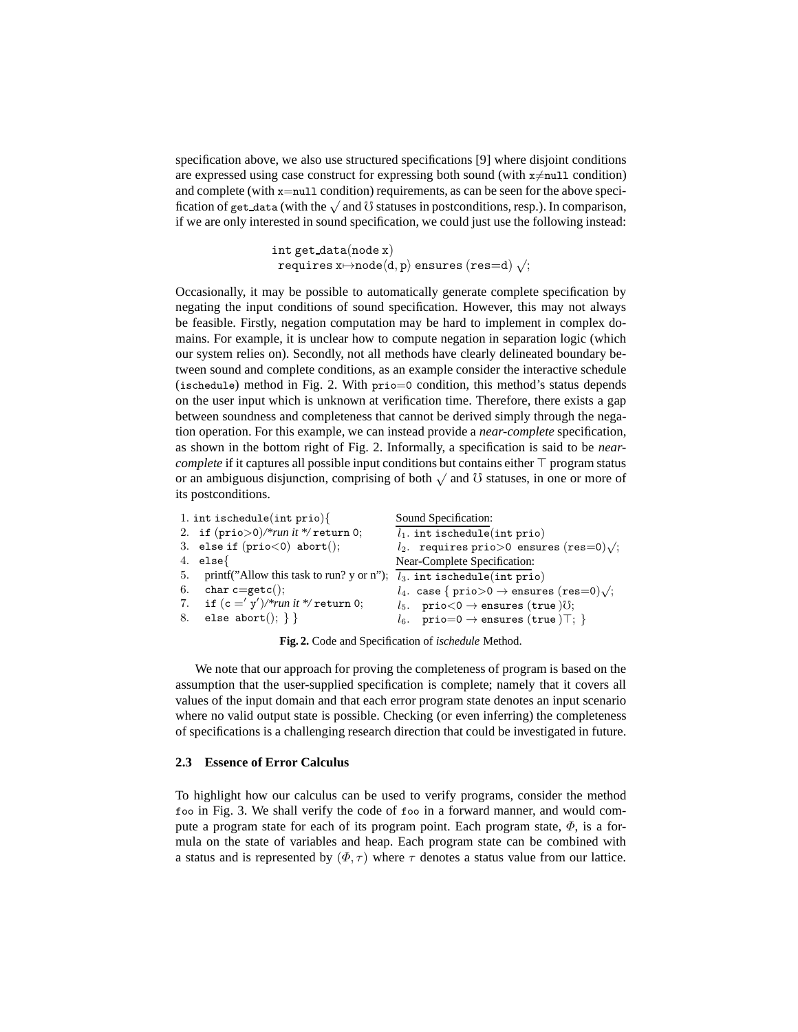specification above, we also use structured specifications [9] where disjoint conditions are expressed using case construct for expressing both sound (with $\texttt{x}\neq\texttt{null}$ condition) and complete (with $\texttt{x}=\texttt{null}$ condition) requirements, as can be seen for the above specification of get_data (with the $\surd$ and $\mho$ statuses in postconditions, resp.). In comparison, if we are only interested in sound specification, we could just use the following instead:

```
int get_data(node x)
  requires x↦node⟨d, p⟩ ensures (res=d) √;
```

Occasionally, it may be possible to automatically generate complete specification by negating the input conditions of sound specification. However, this may not always be feasible. Firstly, negation computation may be hard to implement in complex domains. For example, it is unclear how to compute negation in separation logic (which our system relies on). Secondly, not all methods have clearly delineated boundary between sound and complete conditions, as an example consider the interactive schedule (ischedule) method in Fig. 2. With $\texttt{prio}=0$ condition, this method's status depends on the user input which is unknown at verification time. Therefore, there exists a gap between soundness and completeness that cannot be derived simply through the negation operation. For this example, we can instead provide a *near-complete* specification, as shown in the bottom right of Fig. 2. Informally, a specification is said to be *near-complete* if it captures all possible input conditions but contains either $\top$ program status or an ambiguous disjunction, comprising of both $\surd$ and $\mho$ statuses, in one or more of its postconditions.

```
1. int ischedule(int prio){
2.  if (prio>0)/*run it */ return 0;
3.  else if (prio<0) abort();
4.  else{
5.   printf("Allow this task to run? y or n");
6.   char c=getc();
7.   if (c ='y')/*run it */ return 0;
8.   else abort(); } }
```

Sound Specification:

```
l1. int ischedule(int prio)
l2.   requires prio>0 ensures (res=0)√;
```

Near-Complete Specification:

```
l3. int ischedule(int prio)
l4.  case { prio>0 → ensures (res=0)√;
l5.    prio<0 → ensures (true)℧;
l6.    prio=0 → ensures (true)⊤; }
```

**Fig. 2.** Code and Specification of *ischedule* Method.

We note that our approach for proving the completeness of program is based on the assumption that the user-supplied specification is complete; namely that it covers all values of the input domain and that each error program state denotes an input scenario where no valid output state is possible. Checking (or even inferring) the completeness of specifications is a challenging research direction that could be investigated in future.

### 2.3 Essence of Error Calculus

To highlight how our calculus can be used to verify programs, consider the method foo in Fig. 3. We shall verify the code of foo in a forward manner, and would compute a program state for each of its program point. Each program state, $\Phi$, is a formula on the state of variables and heap. Each program state can be combined with a status and is represented by $(\Phi, \tau)$ where $\tau$ denotes a status value from our lattice.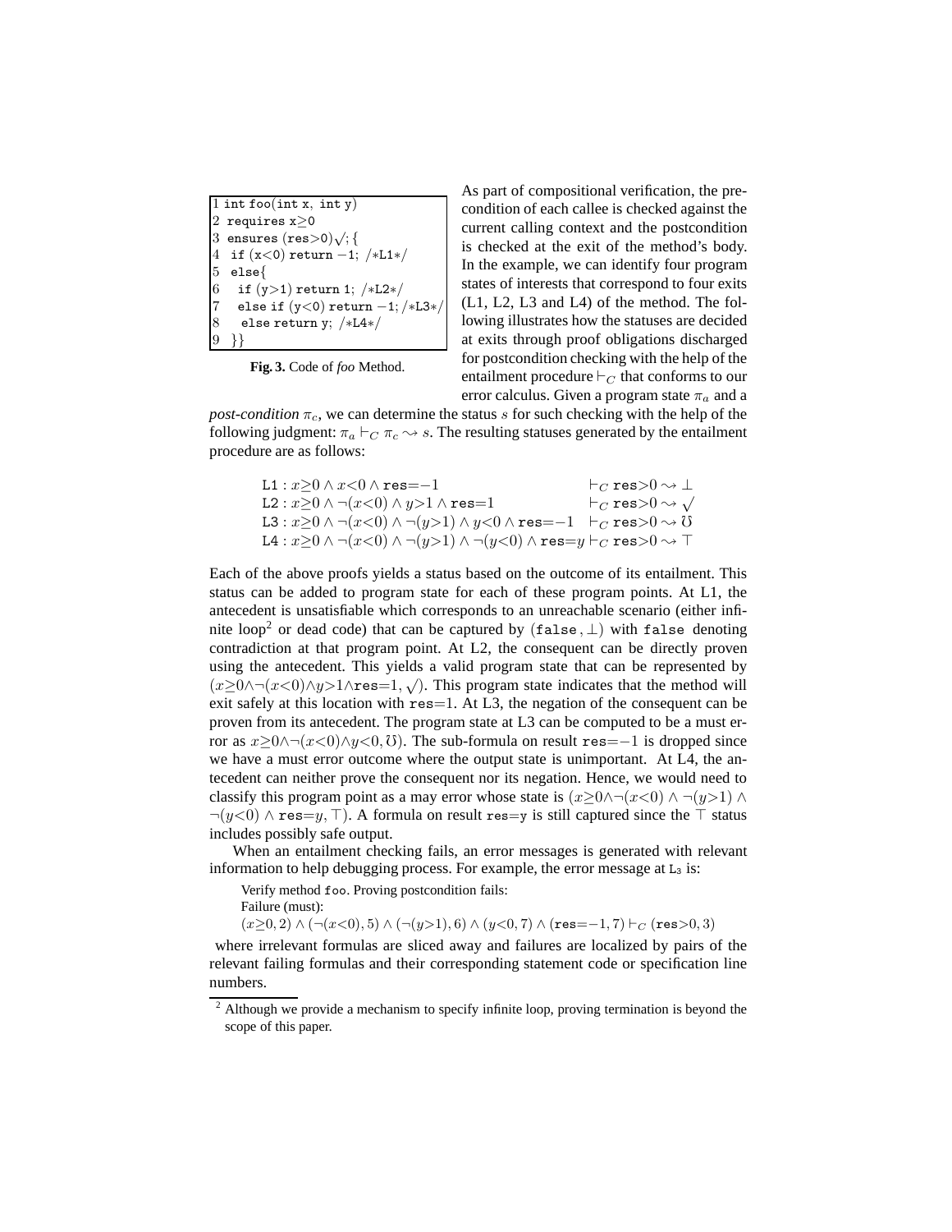```
1 int foo(int x, int y)
2 requires x≥0
3 ensures (res>0)√; {
4  if (x<0) return −1; /*L1*/
5  else{
6   if (y>1) return 1; /*L2*/
7   else if (y<0) return −1; /*L3*/
8    else return y; /*L4*/
9  }}
```

**Fig. 3.** Code of *foo* Method.

As part of compositional verification, the precondition of each callee is checked against the current calling context and the postcondition is checked at the exit of the method's body. In the example, we can identify four program states of interests that correspond to four exits (L1, L2, L3 and L4) of the method. The following illustrates how the statuses are decided at exits through proof obligations discharged for postcondition checking with the help of the entailment procedure $\vdash_C$ that conforms to our error calculus. Given a program state $\pi_a$ and a *post-condition* $\pi_c$, we can determine the status $s$ for such checking with the help of the following judgment: $\pi_a \vdash_C \pi_c \leadsto s$. The resulting statuses generated by the entailment procedure are as follows:

$$\begin{array}{ll}
\texttt{L1} : x{\geq}0 \wedge x{<}0 \wedge \texttt{res}{=}{-1} & \vdash_C \texttt{res}{>}0 \leadsto \bot \\
\texttt{L2} : x{\geq}0 \wedge \neg(x{<}0) \wedge y{>}1 \wedge \texttt{res}{=}1 & \vdash_C \texttt{res}{>}0 \leadsto \surd \\
\texttt{L3} : x{\geq}0 \wedge \neg(x{<}0) \wedge \neg(y{>}1) \wedge y{<}0 \wedge \texttt{res}{=}{-1} & \vdash_C \texttt{res}{>}0 \leadsto \mho \\
\texttt{L4} : x{\geq}0 \wedge \neg(x{<}0) \wedge \neg(y{>}1) \wedge \neg(y{<}0) \wedge \texttt{res}{=}y & \vdash_C \texttt{res}{>}0 \leadsto \top
\end{array}$$

Each of the above proofs yields a status based on the outcome of its entailment. This status can be added to program state for each of these program points. At L1, the antecedent is unsatisfiable which corresponds to an unreachable scenario (either infinite loop[2] or dead code) that can be captured by $(\texttt{false}, \bot)$ with `false` denoting contradiction at that program point. At L2, the consequent can be directly proven using the antecedent. This yields a valid program state that can be represented by $(x{\geq}0{\wedge}\neg(x{<}0){\wedge}y{>}1{\wedge}\texttt{res}{=}1, \surd)$. This program state indicates that the method will exit safely at this location with res=1. At L3, the negation of the consequent can be proven from its antecedent. The program state at L3 can be computed to be a must error as $x{\geq}0{\wedge}\neg(x{<}0){\wedge}y{<}0, \mho)$. The sub-formula on result $\texttt{res}{=}{-1}$ is dropped since we have a must error outcome where the output state is unimportant. At L4, the antecedent can neither prove the consequent nor its negation. Hence, we would need to classify this program point as a may error whose state is $(x{\geq}0{\wedge}\neg(x{<}0) \wedge \neg(y{>}1) \wedge \neg(y{<}0) \wedge \texttt{res}{=}y, \top)$. A formula on result res=y is still captured since the $\top$ status includes possibly safe output.

When an entailment checking fails, an error messages is generated with relevant information to help debugging process. For example, the error message at $\texttt{L}_3$ is:

Verify method `foo`. Proving postcondition fails:
Failure (must):
$(x{\geq}0, 2) \wedge (\neg(x{<}0), 5) \wedge (\neg(y{>}1), 6) \wedge (y{<}0, 7) \wedge (\texttt{res}{=}{-1}, 7) \vdash_C (\texttt{res}{>}0, 3)$

where irrelevant formulas are sliced away and failures are localized by pairs of the relevant failing formulas and their corresponding statement code or specification line numbers.

[2] Although we provide a mechanism to specify infinite loop, proving termination is beyond the scope of this paper.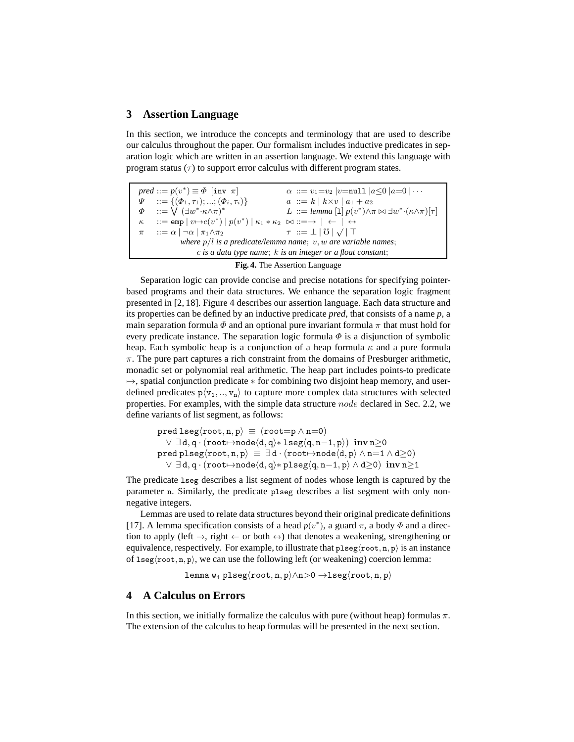## 3 Assertion Language

In this section, we introduce the concepts and terminology that are used to describe our calculus throughout the paper. Our formalism includes inductive predicates in separation logic which are written in an assertion language. We extend this language with program status ($\tau$) to support error calculus with different program states.

| | |
|---|---|
| $pred ::= p(v^*) \equiv \Phi\ [\texttt{inv}\ \pi]$ | $\alpha\ ::= v_1{=}v_2\ \vert v{=}\texttt{null}\ \vert a{\leq}0\ \vert a{=}0\ \vert \cdots$ |
| $\Psi\ \ ::= \{(\Phi_1,\tau_1);...;(\Phi_i,\tau_i)\}$ | $a\ ::= k\ \vert\ k{\times}v\ \vert\ a_1 + a_2$ |
| $\Phi\ \ ::= \bigvee\ (\exists w^*{\cdot}\kappa{\wedge}\pi)^*$ | $L\ ::= lemma\ [\texttt{l}]\ p(v^*){\wedge}\pi \bowtie \exists w^*{\cdot}(\kappa{\wedge}\pi)[\tau]$ |
| $\kappa\ \ ::= \texttt{emp}\ \vert\ v{\mapsto}c(v^*)\ \vert\ p(v^*)\ \vert\ \kappa_1 * \kappa_2$ | $\bowtie\ ::= \rightarrow\ \vert\ \leftarrow\ \vert\ \leftrightarrow$ |
| $\pi\ \ ::= \alpha\ \vert\ \neg\alpha\ \vert\ \pi_1{\wedge}\pi_2$ | $\tau\ ::= \bot\ \vert\ \mho\ \vert \surd\ \vert\ \top$ |

*where $p/l$ is a predicate/lemma name; $v, w$ are variable names; $c$ is a data type name; $k$ is an integer or a float constant;*

**Fig. 4.** The Assertion Language

Separation logic can provide concise and precise notations for specifying pointer-based programs and their data structures. We enhance the separation logic fragment presented in [2, 18]. Figure 4 describes our assertion language. Each data structure and its properties can be defined by an inductive predicate *pred*, that consists of a name *p*, a main separation formula $\Phi$ and an optional pure invariant formula $\pi$ that must hold for every predicate instance. The separation logic formula $\Phi$ is a disjunction of symbolic heap. Each symbolic heap is a conjunction of a heap formula $\kappa$ and a pure formula $\pi$. The pure part captures a rich constraint from the domains of Presburger arithmetic, monadic set or polynomial real arithmetic. The heap part includes points-to predicate $\mapsto$, spatial conjunction predicate $*$ for combining two disjoint heap memory, and user-defined predicates $\texttt{p}\langle \texttt{v}_1, .., \texttt{v}_n\rangle$ to capture more complex data structures with selected properties. For examples, with the simple data structure $node$ declared in Sec. 2.2, we define variants of list segment, as follows:

$$
\begin{array}{l}
\texttt{pred lseg}\langle\texttt{root},\texttt{n},\texttt{p}\rangle\ \equiv\ (\texttt{root}{=}\texttt{p} \wedge \texttt{n}{=}0) \\
\quad \vee\ \exists\,\texttt{d},\texttt{q}\cdot(\texttt{root}{\mapsto}\texttt{node}\langle\texttt{d},\texttt{q}\rangle{*}\ \texttt{lseg}\langle\texttt{q},\texttt{n}{-}1,\texttt{p}\rangle)\ \ \textbf{inv}\ \texttt{n}{\geq}0 \\
\texttt{pred plseg}\langle\texttt{root},\texttt{n},\texttt{p}\rangle\ \equiv\ \exists\,\texttt{d}\cdot(\texttt{root}{\mapsto}\texttt{node}\langle\texttt{d},\texttt{p}\rangle \wedge \texttt{n}{=}1 \wedge \texttt{d}{\geq}0) \\
\quad \vee\ \exists\,\texttt{d},\texttt{q}\cdot(\texttt{root}{\mapsto}\texttt{node}\langle\texttt{d},\texttt{q}\rangle{*}\ \texttt{plseg}\langle\texttt{q},\texttt{n}{-}1,\texttt{p}\rangle \wedge \texttt{d}{\geq}0)\ \ \textbf{inv}\ \texttt{n}{\geq}1
\end{array}
$$

The predicate `lseg` describes a list segment of nodes whose length is captured by the parameter `n`. Similarly, the predicate `plseg` describes a list segment with only non-negative integers.

Lemmas are used to relate data structures beyond their original predicate definitions [17]. A lemma specification consists of a head $p(v^*)$, a guard $\pi$, a body $\Phi$ and a direction to apply (left $\rightarrow$, right $\leftarrow$ or both $\leftrightarrow$) that denotes a weakening, strengthening or equivalence, respectively. For example, to illustrate that $\texttt{plseg}\langle\texttt{root},\texttt{n},\texttt{p}\rangle$ is an instance of $\texttt{lseg}\langle\texttt{root},\texttt{n},\texttt{p}\rangle$, we can use the following left (or weakening) coercion lemma:

$$
\texttt{lemma}\ \texttt{w}_1\ \texttt{plseg}\langle\texttt{root},\texttt{n},\texttt{p}\rangle{\wedge}\texttt{n}{>}0\ {\rightarrow}\texttt{lseg}\langle\texttt{root},\texttt{n},\texttt{p}\rangle
$$

## 4 A Calculus on Errors

In this section, we initially formalize the calculus with pure (without heap) formulas $\pi$. The extension of the calculus to heap formulas will be presented in the next section.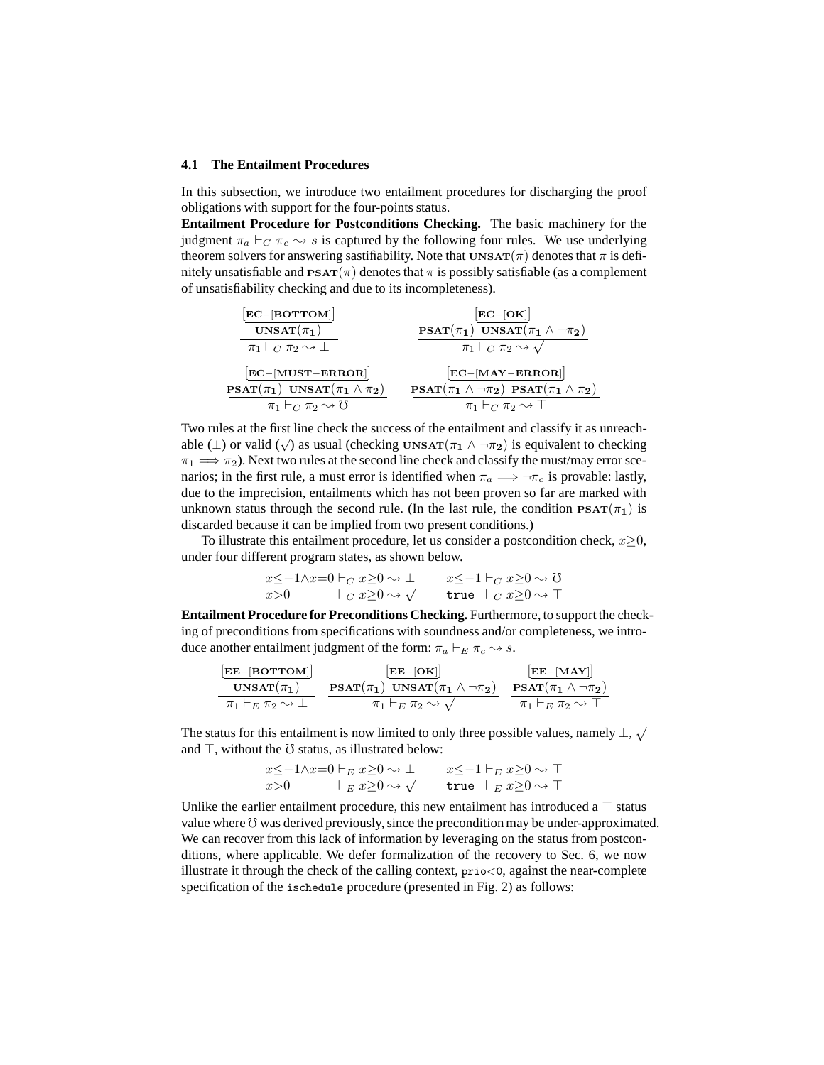### 4.1 The Entailment Procedures

In this subsection, we introduce two entailment procedures for discharging the proof obligations with support for the four-points status.

**Entailment Procedure for Postconditions Checking.** The basic machinery for the judgment $\pi_a \vdash_C \pi_c \rightsquigarrow s$ is captured by the following four rules. We use underlying theorem solvers for answering sastifiability. Note that $\textsc{unsat}(\pi)$ denotes that $\pi$ is definitely unsatisfiable and $\textsc{psat}(\pi)$ denotes that $\pi$ is possibly satisfiable (as a complement of unsatisfiability checking and due to its incompleteness).

$$\frac{\begin{array}{c}[\mathbf{EC-[BOTTOM]}]\\ \mathbf{UNSAT}(\pi_1)\end{array}}{\pi_1 \vdash_C \pi_2 \rightsquigarrow \bot} \qquad \frac{\begin{array}{c}[\mathbf{EC-[OK]}]\\ \mathbf{PSAT}(\pi_1)\ \ \mathbf{UNSAT}(\pi_1 \wedge \neg\pi_2)\end{array}}{\pi_1 \vdash_C \pi_2 \rightsquigarrow \surd}$$

$$\frac{\begin{array}{c}[\mathbf{EC-[MUST-ERROR]}]\\ \mathbf{PSAT}(\pi_1)\ \ \mathbf{UNSAT}(\pi_1 \wedge \pi_2)\end{array}}{\pi_1 \vdash_C \pi_2 \rightsquigarrow \mho} \qquad \frac{\begin{array}{c}[\mathbf{EC-[MAY-ERROR]}]\\ \mathbf{PSAT}(\pi_1 \wedge \neg\pi_2)\ \ \mathbf{PSAT}(\pi_1 \wedge \pi_2)\end{array}}{\pi_1 \vdash_C \pi_2 \rightsquigarrow \top}$$

Two rules at the first line check the success of the entailment and classify it as unreachable ($\bot$) or valid ($\surd$) as usual (checking $\textsc{unsat}(\pi_1 \wedge \neg\pi_2)$ is equivalent to checking $\pi_1 \Longrightarrow \pi_2$). Next two rules at the second line check and classify the must/may error scenarios; in the first rule, a must error is identified when $\pi_a \Longrightarrow \neg\pi_c$ is provable: lastly, due to the imprecision, entailments which has not been proven so far are marked with unknown status through the second rule. (In the last rule, the condition $\textsc{psat}(\pi_1)$ is discarded because it can be implied from two present conditions.)

To illustrate this entailment procedure, let us consider a postcondition check, $x{\geq}0$, under four different program states, as shown below.

$$\begin{array}{llll} x{\leq}{-1}{\wedge}x{=}0 \vdash_C x{\geq}0 \rightsquigarrow \bot & \quad x{\leq}{-1} \vdash_C x{\geq}0 \rightsquigarrow \mho \\ x{>}0 \qquad\quad\ \ \vdash_C x{\geq}0 \rightsquigarrow \surd & \quad \texttt{true} \ \vdash_C x{\geq}0 \rightsquigarrow \top \end{array}$$

**Entailment Procedure for Preconditions Checking.** Furthermore, to support the checking of preconditions from specifications with soundness and/or completeness, we introduce another entailment judgment of the form: $\pi_a \vdash_E \pi_c \rightsquigarrow s$.

$$\frac{\begin{array}{c}[\mathbf{EE-[BOTTOM]}]\\ \mathbf{UNSAT}(\pi_1)\end{array}}{\pi_1 \vdash_E \pi_2 \rightsquigarrow \bot} \quad \frac{\begin{array}{c}[\mathbf{EE-[OK]}]\\ \mathbf{PSAT}(\pi_1)\ \ \mathbf{UNSAT}(\pi_1 \wedge \neg\pi_2)\end{array}}{\pi_1 \vdash_E \pi_2 \rightsquigarrow \surd} \quad \frac{\begin{array}{c}[\mathbf{EE-[MAY]}]\\ \mathbf{PSAT}(\pi_1 \wedge \neg\pi_2)\end{array}}{\pi_1 \vdash_E \pi_2 \rightsquigarrow \top}$$

The status for this entailment is now limited to only three possible values, namely $\bot$, $\surd$ and $\top$, without the $\mho$ status, as illustrated below:

$$\begin{array}{llll} x{\leq}{-1}{\wedge}x{=}0 \vdash_E x{\geq}0 \rightsquigarrow \bot & \quad x{\leq}{-1} \vdash_E x{\geq}0 \rightsquigarrow \top \\ x{>}0 \qquad\quad\ \ \vdash_E x{\geq}0 \rightsquigarrow \surd & \quad \texttt{true} \ \vdash_E x{\geq}0 \rightsquigarrow \top \end{array}$$

Unlike the earlier entailment procedure, this new entailment has introduced a $\top$ status value where $\mho$ was derived previously, since the precondition may be under-approximated. We can recover from this lack of information by leveraging on the status from postconditions, where applicable. We defer formalization of the recovery to Sec. 6, we now illustrate it through the check of the calling context, `prio<0`, against the near-complete specification of the `ischedule` procedure (presented in Fig. 2) as follows: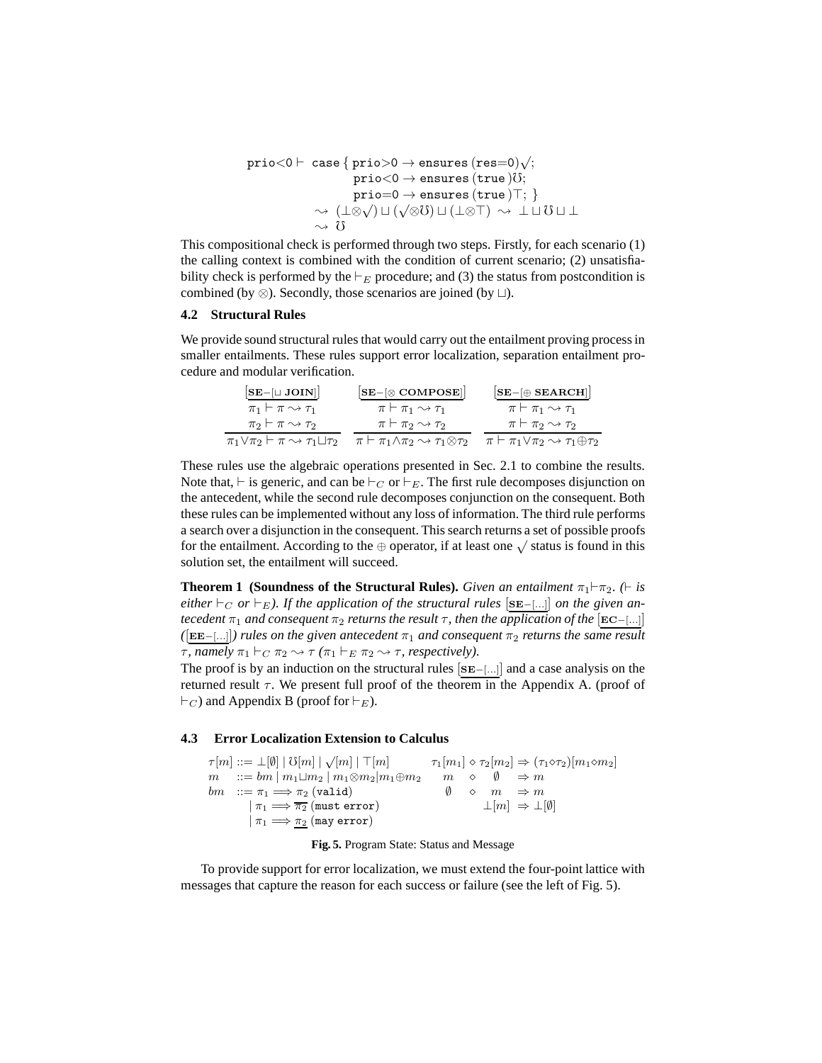$$
\begin{array}{rl}
\texttt{prio}{<}0 \vdash & \texttt{case}\, \{\, \texttt{prio}{>}0 \rightarrow \texttt{ensures}\,(\texttt{res}{=}0)\surd; \\
& \quad \texttt{prio}{<}0 \rightarrow \texttt{ensures}\,(\texttt{true}\,)\mho; \\
& \quad \texttt{prio}{=}0 \rightarrow \texttt{ensures}\,(\texttt{true}\,)\top; \,\} \\
& \rightsquigarrow (\bot{\otimes}\surd) \sqcup (\surd{\otimes}\mho) \sqcup (\bot{\otimes}\top) \rightsquigarrow \bot \sqcup \mho \sqcup \bot \\
& \rightsquigarrow \mho
\end{array}
$$

This compositional check is performed through two steps. Firstly, for each scenario (1) the calling context is combined with the condition of current scenario; (2) unsatisfiability check is performed by the $\vdash_E$ procedure; and (3) the status from postcondition is combined (by $\otimes$). Secondly, those scenarios are joined (by $\sqcup$).

### 4.2 Structural Rules

We provide sound structural rules that would carry out the entailment proving process in smaller entailments. These rules support error localization, separation entailment procedure and modular verification.

$$
\frac{\begin{array}{c}[\underline{\textbf{SE}-[\sqcup\ \textbf{JOIN}]}] \\ \pi_1 \vdash \pi \rightsquigarrow \tau_1 \\ \pi_2 \vdash \pi \rightsquigarrow \tau_2\end{array}}{\pi_1 {\vee} \pi_2 \vdash \pi \rightsquigarrow \tau_1 {\sqcup} \tau_2}
\qquad
\frac{\begin{array}{c}[\underline{\textbf{SE}-[\otimes\ \textbf{COMPOSE}]}] \\ \pi \vdash \pi_1 \rightsquigarrow \tau_1 \\ \pi \vdash \pi_2 \rightsquigarrow \tau_2\end{array}}{\pi \vdash \pi_1 {\wedge} \pi_2 \rightsquigarrow \tau_1 {\otimes} \tau_2}
\qquad
\frac{\begin{array}{c}[\underline{\textbf{SE}-[\oplus\ \textbf{SEARCH}]}] \\ \pi \vdash \pi_1 \rightsquigarrow \tau_1 \\ \pi \vdash \pi_2 \rightsquigarrow \tau_2\end{array}}{\pi \vdash \pi_1 {\vee} \pi_2 \rightsquigarrow \tau_1 {\oplus} \tau_2}
$$

These rules use the algebraic operations presented in Sec. 2.1 to combine the results. Note that, $\vdash$ is generic, and can be $\vdash_C$ or $\vdash_E$. The first rule decomposes disjunction on the antecedent, while the second rule decomposes conjunction on the consequent. Both these rules can be implemented without any loss of information. The third rule performs a search over a disjunction in the consequent. This search returns a set of possible proofs for the entailment. According to the $\oplus$ operator, if at least one $\surd$ status is found in this solution set, the entailment will succeed.

**Theorem 1 (Soundness of the Structural Rules).** *Given an entailment $\pi_1 \vdash \pi_2$. ($\vdash$ is either $\vdash_C$ or $\vdash_E$). If the application of the structural rules $[\underline{\textbf{SE}-[...]}]$ on the given antecedent $\pi_1$ and consequent $\pi_2$ returns the result $\tau$, then the application of the $[\underline{\textbf{EC}-[...]}]$ ($[\underline{\textbf{EE}-[...]}]$) rules on the given antecedent $\pi_1$ and consequent $\pi_2$ returns the same result $\tau$, namely $\pi_1 \vdash_C \pi_2 \rightsquigarrow \tau$ ($\pi_1 \vdash_E \pi_2 \rightsquigarrow \tau$, respectively).*

The proof is by an induction on the structural rules $[\underline{\textbf{SE}-[...]}]$ and a case analysis on the returned result $\tau$. We present full proof of the theorem in the Appendix A. (proof of $\vdash_C$) and Appendix B (proof for $\vdash_E$).

### 4.3 Error Localization Extension to Calculus

$$
\begin{array}{lll}
\tau[m] & ::= & \bot[\emptyset] \mid \mho[m] \mid \surd[m] \mid \top[m] \\
m & ::= & bm \mid m_1 {\sqcup} m_2 \mid m_1 {\otimes} m_2 \mid m_1 {\oplus} m_2 \\
bm & ::= & \pi_1 \Longrightarrow \pi_2 \ (\texttt{valid}) \\
& \mid & \pi_1 \Longrightarrow \overline{\pi_2} \ (\texttt{must error}) \\
& \mid & \pi_1 \Longrightarrow \underline{\pi_2} \ (\texttt{may error})
\end{array}
\qquad
\begin{array}{rcll}
\tau_1[m_1] & \diamond & \tau_2[m_2] & \Rightarrow (\tau_1 {\diamond} \tau_2)[m_1 {\diamond} m_2] \\
m & \diamond & \emptyset & \Rightarrow m \\
\emptyset & \diamond & m & \Rightarrow m \\
& & \bot[m] & \Rightarrow \bot[\emptyset]
\end{array}
$$

**Fig. 5.** Program State: Status and Message

To provide support for error localization, we must extend the four-point lattice with messages that capture the reason for each success or failure (see the left of Fig. 5).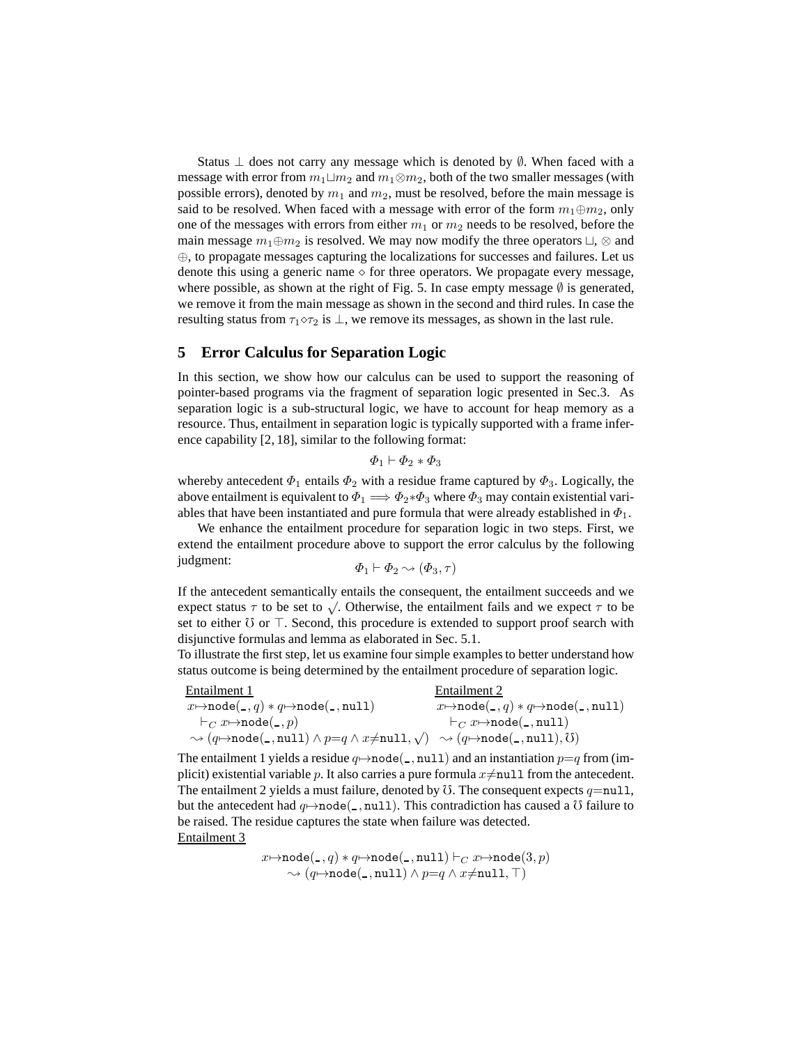Status $\perp$ does not carry any message which is denoted by $\emptyset$. When faced with a message with error from $m_1 \sqcup m_2$ and $m_1 \otimes m_2$, both of the two smaller messages (with possible errors), denoted by $m_1$ and $m_2$, must be resolved, before the main message is said to be resolved. When faced with a message with error of the form $m_1 \oplus m_2$, only one of the messages with errors from either $m_1$ or $m_2$ needs to be resolved, before the main message $m_1 \oplus m_2$ is resolved. We may now modify the three operators $\sqcup$, $\otimes$ and $\oplus$, to propagate messages capturing the localizations for successes and failures. Let us denote this using a generic name $\diamond$ for three operators. We propagate every message, where possible, as shown at the right of Fig. 5. In case empty message $\emptyset$ is generated, we remove it from the main message as shown in the second and third rules. In case the resulting status from $\tau_1 \diamond \tau_2$ is $\perp$, we remove its messages, as shown in the last rule.

## 5 Error Calculus for Separation Logic

In this section, we show how our calculus can be used to support the reasoning of pointer-based programs via the fragment of separation logic presented in Sec.3. As separation logic is a sub-structural logic, we have to account for heap memory as a resource. Thus, entailment in separation logic is typically supported with a frame inference capability [2, 18], similar to the following format:

$$\Phi_1 \vdash \Phi_2 * \Phi_3$$

whereby antecedent $\Phi_1$ entails $\Phi_2$ with a residue frame captured by $\Phi_3$. Logically, the above entailment is equivalent to $\Phi_1 \implies \Phi_2 * \Phi_3$ where $\Phi_3$ may contain existential variables that have been instantiated and pure formula that were already established in $\Phi_1$.

We enhance the entailment procedure for separation logic in two steps. First, we extend the entailment procedure above to support the error calculus by the following judgment:

$$\Phi_1 \vdash \Phi_2 \rightsquigarrow (\Phi_3, \tau)$$

If the antecedent semantically entails the consequent, the entailment succeeds and we expect status $\tau$ to be set to $\surd$. Otherwise, the entailment fails and we expect $\tau$ to be set to either $\mho$ or $\top$. Second, this procedure is extended to support proof search with disjunctive formulas and lemma as elaborated in Sec. 5.1.

To illustrate the first step, let us examine four simple examples to better understand how status outcome is being determined by the entailment procedure of separation logic.

Entailment 1

$$x \mapsto \texttt{node}(\_, q) * q \mapsto \texttt{node}(\_, \texttt{null}) \vdash_C x \mapsto \texttt{node}(\_, p) \rightsquigarrow (q \mapsto \texttt{node}(\_, \texttt{null}) \wedge p{=}q \wedge x{\neq}\texttt{null}, \surd)$$

Entailment 2

$$x \mapsto \texttt{node}(\_, q) * q \mapsto \texttt{node}(\_, \texttt{null}) \vdash_C x \mapsto \texttt{node}(\_, \texttt{null}) \rightsquigarrow (q \mapsto \texttt{node}(\_, \texttt{null}), \mho)$$

The entailment 1 yields a residue $q \mapsto \texttt{node}(\_, \texttt{null})$ and an instantiation $p{=}q$ from (implicit) existential variable $p$. It also carries a pure formula $x{\neq}\texttt{null}$ from the antecedent. The entailment 2 yields a must failure, denoted by $\mho$. The consequent expects $q{=}\texttt{null}$, but the antecedent had $q \mapsto \texttt{node}(\_, \texttt{null})$. This contradiction has caused a $\mho$ failure to be raised. The residue captures the state when failure was detected.

Entailment 3

$$x \mapsto \texttt{node}(\_, q) * q \mapsto \texttt{node}(\_, \texttt{null}) \vdash_C x \mapsto \texttt{node}(3, p)$$
$$\rightsquigarrow (q \mapsto \texttt{node}(\_, \texttt{null}) \wedge p{=}q \wedge x{\neq}\texttt{null}, \top)$$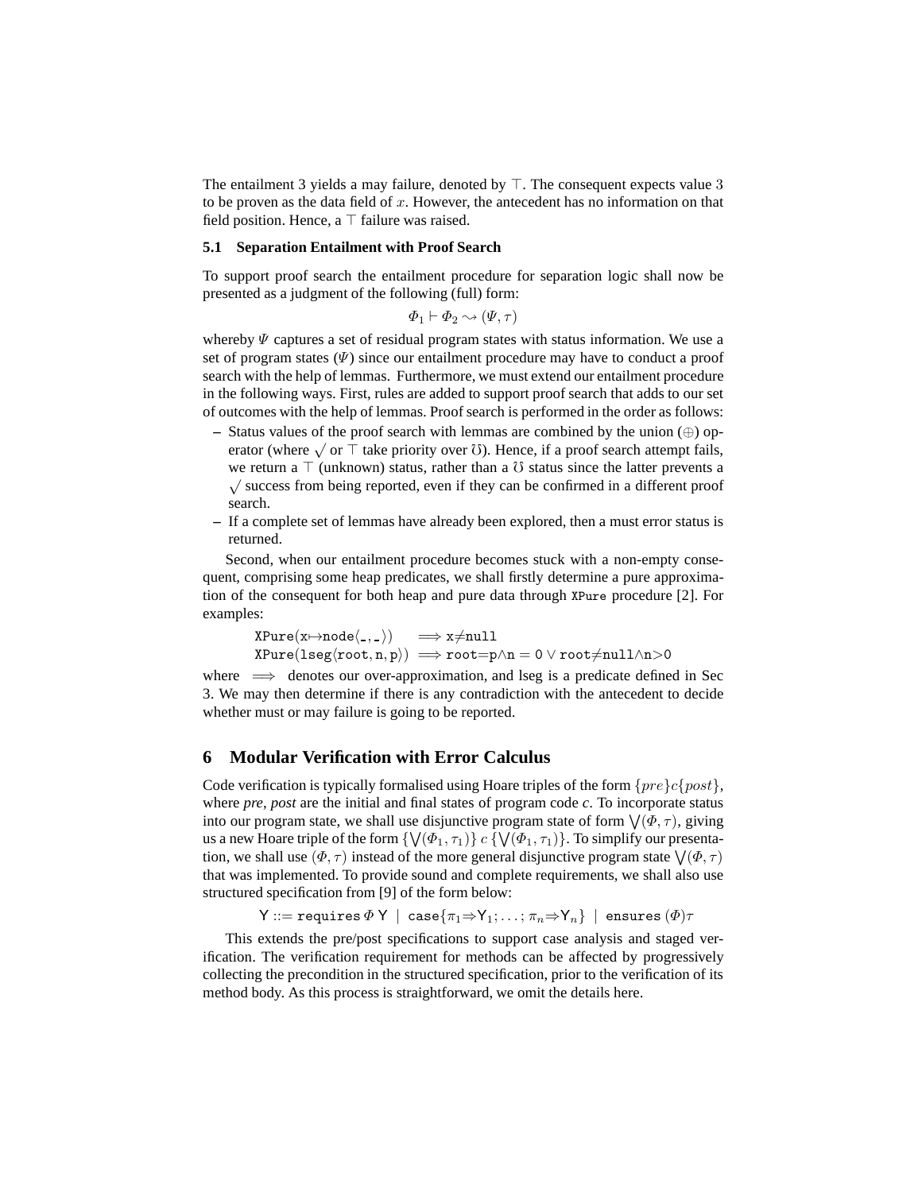The entailment 3 yields a may failure, denoted by $\top$. The consequent expects value 3 to be proven as the data field of $x$. However, the antecedent has no information on that field position. Hence, a $\top$ failure was raised.

### 5.1 Separation Entailment with Proof Search

To support proof search the entailment procedure for separation logic shall now be presented as a judgment of the following (full) form:

$$\Phi_1 \vdash \Phi_2 \rightsquigarrow (\Psi, \tau)$$

whereby $\Psi$ captures a set of residual program states with status information. We use a set of program states ($\Psi$) since our entailment procedure may have to conduct a proof search with the help of lemmas. Furthermore, we must extend our entailment procedure in the following ways. First, rules are added to support proof search that adds to our set of outcomes with the help of lemmas. Proof search is performed in the order as follows:

- Status values of the proof search with lemmas are combined by the union ($\oplus$) operator (where $\surd$ or $\top$ take priority over $\mho$). Hence, if a proof search attempt fails, we return a $\top$ (unknown) status, rather than a $\mho$ status since the latter prevents a $\surd$ success from being reported, even if they can be confirmed in a different proof search.
- If a complete set of lemmas have already been explored, then a must error status is returned.

Second, when our entailment procedure becomes stuck with a non-empty consequent, comprising some heap predicates, we shall firstly determine a pure approximation of the consequent for both heap and pure data through `XPure` procedure [2]. For examples:

$$\texttt{XPure}(\texttt{x}{\mapsto}\texttt{node}\langle\_,\_\rangle) \implies \texttt{x}{\neq}\texttt{null}$$
$$\texttt{XPure}(\texttt{lseg}\langle\texttt{root},\texttt{n},\texttt{p}\rangle) \implies \texttt{root}{=}\texttt{p}{\wedge}\texttt{n}=0 \vee \texttt{root}{\neq}\texttt{null}{\wedge}\texttt{n}{>}0$$

where $\implies$ denotes our over-approximation, and lseg is a predicate defined in Sec 3. We may then determine if there is any contradiction with the antecedent to decide whether must or may failure is going to be reported.

## 6 Modular Verification with Error Calculus

Code verification is typically formalised using Hoare triples of the form $\{pre\}c\{post\}$, where *pre*, *post* are the initial and final states of program code *c*. To incorporate status into our program state, we shall use disjunctive program state of form $\bigvee(\Phi,\tau)$, giving us a new Hoare triple of the form $\{\bigvee(\Phi_1,\tau_1)\}\ c\ \{\bigvee(\Phi_1,\tau_1)\}$. To simplify our presentation, we shall use $(\Phi,\tau)$ instead of the more general disjunctive program state $\bigvee(\Phi,\tau)$ that was implemented. To provide sound and complete requirements, we shall also use structured specification from [9] of the form below:

$$\mathsf{Y} ::= \texttt{requires}\ \Phi\ \mathsf{Y} \ \mid\ \texttt{case}\{\pi_1{\Rightarrow}\mathsf{Y}_1;\ldots;\pi_n{\Rightarrow}\mathsf{Y}_n\} \ \mid\ \texttt{ensures}\ (\Phi)\tau$$

This extends the pre/post specifications to support case analysis and staged verification. The verification requirement for methods can be affected by progressively collecting the precondition in the structured specification, prior to the verification of its method body. As this process is straightforward, we omit the details here.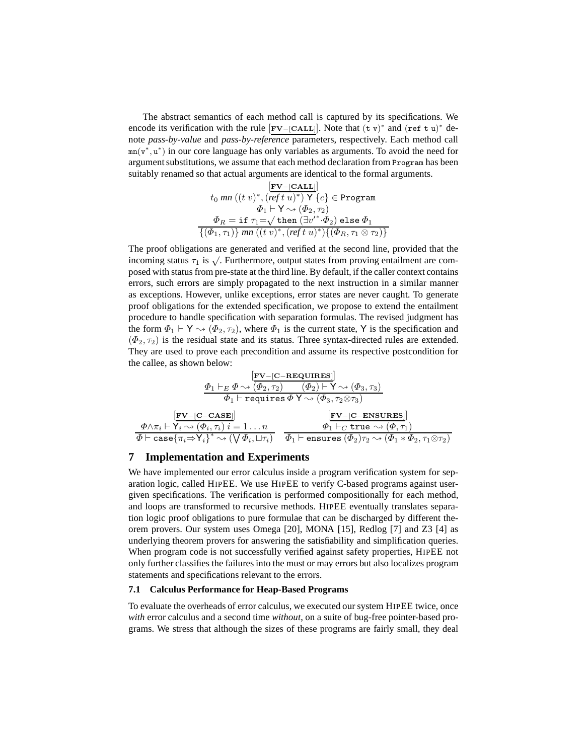The abstract semantics of each method call is captured by its specifications. We encode its verification with the rule $\underline{[\textbf{FV}-[\textbf{CALL}]]}$. Note that $(\texttt{t v})^*$ and $(\texttt{ref t u})^*$ denote *pass-by-value* and *pass-by-reference* parameters, respectively. Each method call $\texttt{mn}(\texttt{v}^*, \texttt{u}^*)$ in our core language has only variables as arguments. To avoid the need for argument substitutions, we assume that each method declaration from `Program` has been suitably renamed so that actual arguments are identical to the formal arguments.

$$\frac{\begin{array}{c}\underline{[\textbf{FV}-[\textbf{CALL}]]}\\ t_0\ \textit{mn}\ ((t\ v)^*, (\textit{ref}\ t\ u)^*)\ \mathsf{Y}\ \{c\} \in \texttt{Program} \\ \Phi_1 \vdash \mathsf{Y} \rightsquigarrow (\Phi_2, \tau_2) \\ \Phi_R = \texttt{if}\ \tau_1{=}\surd\ \texttt{then}\ (\exists {v'}^* {\cdot} \Phi_2)\ \texttt{else}\ \Phi_1\end{array}}{\{(\Phi_1, \tau_1)\}\ \textit{mn}\ ((t\ v)^*, (\textit{ref}\ t\ u)^*) \{(\Phi_R, \tau_1 \otimes \tau_2)\}}$$

The proof obligations are generated and verified at the second line, provided that the incoming status $\tau_1$ is $\surd$. Furthermore, output states from proving entailment are composed with status from pre-state at the third line. By default, if the caller context contains errors, such errors are simply propagated to the next instruction in a similar manner as exceptions. However, unlike exceptions, error states are never caught. To generate proof obligations for the extended specification, we propose to extend the entailment procedure to handle specification with separation formulas. The revised judgment has the form $\Phi_1 \vdash \mathsf{Y} \rightsquigarrow (\Phi_2, \tau_2)$, where $\Phi_1$ is the current state, $\mathsf{Y}$ is the specification and $(\Phi_2, \tau_2)$ is the residual state and its status. Three syntax-directed rules are extended. They are used to prove each precondition and assume its respective postcondition for the callee, as shown below:

$$\frac{\begin{array}{c}\underline{[\textbf{FV}-[\textbf{C}-\textbf{REQUIRES}]]}\\ \Phi_1 \vdash_E \Phi \rightsquigarrow (\Phi_2, \tau_2) \qquad (\Phi_2) \vdash \mathsf{Y} \rightsquigarrow (\Phi_3, \tau_3)\end{array}}{\Phi_1 \vdash \texttt{requires}\ \Phi\ \mathsf{Y} \rightsquigarrow (\Phi_3, \tau_2 {\otimes} \tau_3)}$$

$$\frac{\begin{array}{c}\underline{[\textbf{FV}-[\textbf{C}-\textbf{CASE}]]}\\ \Phi {\wedge} \pi_i \vdash \mathsf{Y}_i \rightsquigarrow (\Phi_i, \tau_i)\ i = 1 \ldots n\end{array}}{\Phi \vdash \texttt{case}\{\pi_i {\Rightarrow} \mathsf{Y}_i\}^* \rightsquigarrow (\bigvee \Phi_i, \sqcup \tau_i)} \qquad \frac{\begin{array}{c}\underline{[\textbf{FV}-[\textbf{C}-\textbf{ENSURES}]]}\\ \Phi_1 \vdash_C \texttt{true} \rightsquigarrow (\Phi, \tau_1)\end{array}}{\Phi_1 \vdash \texttt{ensures}\ (\Phi_2)\tau_2 \rightsquigarrow (\Phi_1 * \Phi_2, \tau_1 {\otimes} \tau_2)}$$

## 7 Implementation and Experiments

We have implemented our error calculus inside a program verification system for separation logic, called HIPEE. We use HIPEE to verify C-based programs against user-given specifications. The verification is performed compositionally for each method, and loops are transformed to recursive methods. HIPEE eventually translates separation logic proof obligations to pure formulae that can be discharged by different theorem provers. Our system uses Omega [20], MONA [15], Redlog [7] and Z3 [4] as underlying theorem provers for answering the satisfiability and simplification queries. When program code is not successfully verified against safety properties, HIPEE not only further classifies the failures into the must or may errors but also localizes program statements and specifications relevant to the errors.

### 7.1 Calculus Performance for Heap-Based Programs

To evaluate the overheads of error calculus, we executed our system HIPEE twice, once *with* error calculus and a second time *without*, on a suite of bug-free pointer-based programs. We stress that although the sizes of these programs are fairly small, they deal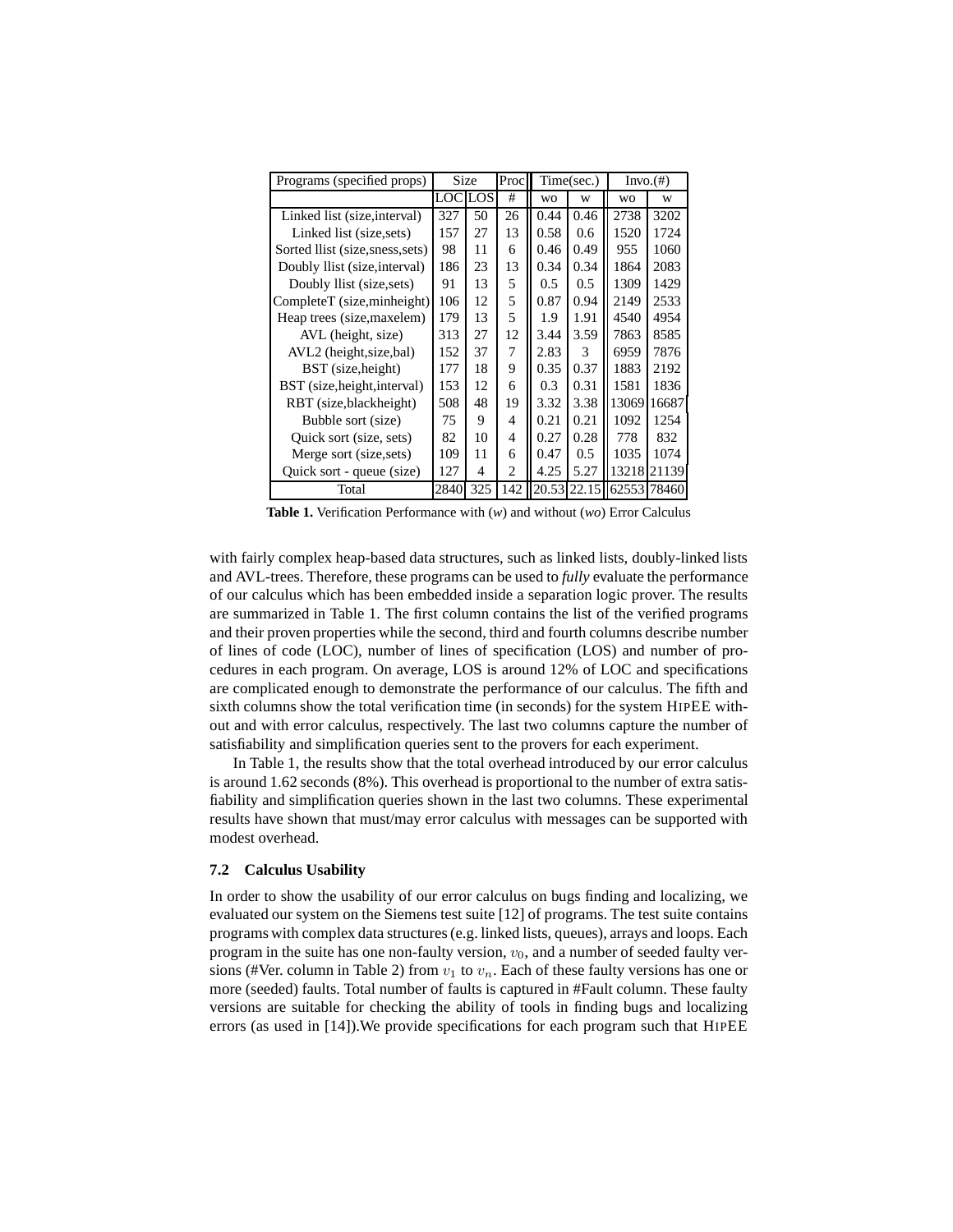| Programs (specified props) | Size | | Proc | Time(sec.) | | Invo.(#) | |
|---|---|---|---|---|---|---|---|
| | LOC | LOS | # | wo | w | wo | w |
| Linked list (size,interval) | 327 | 50 | 26 | 0.44 | 0.46 | 2738 | 3202 |
| Linked list (size,sets) | 157 | 27 | 13 | 0.58 | 0.6 | 1520 | 1724 |
| Sorted llist (size,sness,sets) | 98 | 11 | 6 | 0.46 | 0.49 | 955 | 1060 |
| Doubly llist (size,interval) | 186 | 23 | 13 | 0.34 | 0.34 | 1864 | 2083 |
| Doubly llist (size,sets) | 91 | 13 | 5 | 0.5 | 0.5 | 1309 | 1429 |
| CompleteT (size,minheight) | 106 | 12 | 5 | 0.87 | 0.94 | 2149 | 2533 |
| Heap trees (size,maxelem) | 179 | 13 | 5 | 1.9 | 1.91 | 4540 | 4954 |
| AVL (height, size) | 313 | 27 | 12 | 3.44 | 3.59 | 7863 | 8585 |
| AVL2 (height,size,bal) | 152 | 37 | 7 | 2.83 | 3 | 6959 | 7876 |
| BST (size,height) | 177 | 18 | 9 | 0.35 | 0.37 | 1883 | 2192 |
| BST (size,height,interval) | 153 | 12 | 6 | 0.3 | 0.31 | 1581 | 1836 |
| RBT (size,blackheight) | 508 | 48 | 19 | 3.32 | 3.38 | 13069 | 16687 |
| Bubble sort (size) | 75 | 9 | 4 | 0.21 | 0.21 | 1092 | 1254 |
| Quick sort (size, sets) | 82 | 10 | 4 | 0.27 | 0.28 | 778 | 832 |
| Merge sort (size,sets) | 109 | 11 | 6 | 0.47 | 0.5 | 1035 | 1074 |
| Quick sort - queue (size) | 127 | 4 | 2 | 4.25 | 5.27 | 13218 | 21139 |
| Total | 2840 | 325 | 142 | 20.53 | 22.15 | 62553 | 78460 |

**Table 1.** Verification Performance with (*w*) and without (*wo*) Error Calculus

with fairly complex heap-based data structures, such as linked lists, doubly-linked lists and AVL-trees. Therefore, these programs can be used to *fully* evaluate the performance of our calculus which has been embedded inside a separation logic prover. The results are summarized in Table 1. The first column contains the list of the verified programs and their proven properties while the second, third and fourth columns describe number of lines of code (LOC), number of lines of specification (LOS) and number of procedures in each program. On average, LOS is around 12% of LOC and specifications are complicated enough to demonstrate the performance of our calculus. The fifth and sixth columns show the total verification time (in seconds) for the system HIPEE without and with error calculus, respectively. The last two columns capture the number of satisfiability and simplification queries sent to the provers for each experiment.

In Table 1, the results show that the total overhead introduced by our error calculus is around 1.62 seconds (8%). This overhead is proportional to the number of extra satisfiability and simplification queries shown in the last two columns. These experimental results have shown that must/may error calculus with messages can be supported with modest overhead.

### 7.2 Calculus Usability

In order to show the usability of our error calculus on bugs finding and localizing, we evaluated our system on the Siemens test suite [12] of programs. The test suite contains programs with complex data structures (e.g. linked lists, queues), arrays and loops. Each program in the suite has one non-faulty version, $v_0$, and a number of seeded faulty versions (#Ver. column in Table 2) from $v_1$ to $v_n$. Each of these faulty versions has one or more (seeded) faults. Total number of faults is captured in #Fault column. These faulty versions are suitable for checking the ability of tools in finding bugs and localizing errors (as used in [14]).We provide specifications for each program such that HIPEE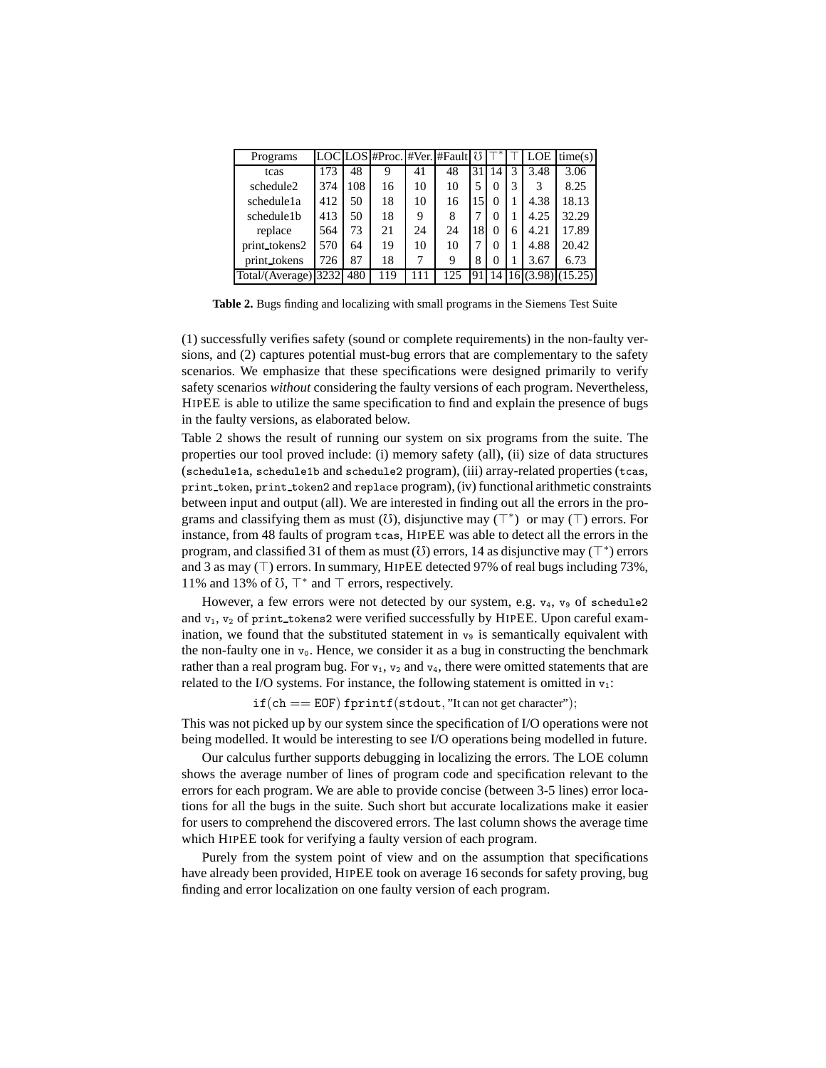| Programs | LOC | LOS | #Proc. | #Ver. | #Fault | $\mho$ | $\top^*$ | $\top$ | LOE | time(s) |
|---|---|---|---|---|---|---|---|---|---|---|
| tcas | 173 | 48 | 9 | 41 | 48 | 31 | 14 | 3 | 3.48 | 3.06 |
| schedule2 | 374 | 108 | 16 | 10 | 10 | 5 | 0 | 3 | 3 | 8.25 |
| schedule1a | 412 | 50 | 18 | 10 | 16 | 15 | 0 | 1 | 4.38 | 18.13 |
| schedule1b | 413 | 50 | 18 | 9 | 8 | 7 | 0 | 1 | 4.25 | 32.29 |
| replace | 564 | 73 | 21 | 24 | 24 | 18 | 0 | 6 | 4.21 | 17.89 |
| print_tokens2 | 570 | 64 | 19 | 10 | 10 | 7 | 0 | 1 | 4.88 | 20.42 |
| print_tokens | 726 | 87 | 18 | 7 | 9 | 8 | 0 | 1 | 3.67 | 6.73 |
| Total/(Average) | 3232 | 480 | 119 | 111 | 125 | 91 | 14 | 16 | (3.98) | (15.25) |

**Table 2.** Bugs finding and localizing with small programs in the Siemens Test Suite

(1) successfully verifies safety (sound or complete requirements) in the non-faulty versions, and (2) captures potential must-bug errors that are complementary to the safety scenarios. We emphasize that these specifications were designed primarily to verify safety scenarios *without* considering the faulty versions of each program. Nevertheless, HIPEE is able to utilize the same specification to find and explain the presence of bugs in the faulty versions, as elaborated below.

Table 2 shows the result of running our system on six programs from the suite. The properties our tool proved include: (i) memory safety (all), (ii) size of data structures (`schedule1a`, `schedule1b` and `schedule2` program), (iii) array-related properties (`tcas`, `print_token`, `print_token2` and `replace` program), (iv) functional arithmetic constraints between input and output (all). We are interested in finding out all the errors in the programs and classifying them as must ($\mho$), disjunctive may ($\top^*$) or may ($\top$) errors. For instance, from 48 faults of program `tcas`, HIPEE was able to detect all the errors in the program, and classified 31 of them as must ($\mho$) errors, 14 as disjunctive may ($\top^*$) errors and 3 as may ($\top$) errors. In summary, HIPEE detected 97% of real bugs including 73%, 11% and 13% of $\mho$, $\top^*$ and $\top$ errors, respectively.

However, a few errors were not detected by our system, e.g. $v_4$, $v_9$ of `schedule2` and $v_1$, $v_2$ of `print_tokens2` were verified successfully by HIPEE. Upon careful examination, we found that the substituted statement in $v_9$ is semantically equivalent with the non-faulty one in $v_0$. Hence, we consider it as a bug in constructing the benchmark rather than a real program bug. For $v_1$, $v_2$ and $v_4$, there were omitted statements that are related to the I/O systems. For instance, the following statement is omitted in $v_1$:

$$\texttt{if(ch == EOF) fprintf(stdout, "It can not get character");}$$

This was not picked up by our system since the specification of I/O operations were not being modelled. It would be interesting to see I/O operations being modelled in future.

Our calculus further supports debugging in localizing the errors. The LOE column shows the average number of lines of program code and specification relevant to the errors for each program. We are able to provide concise (between 3-5 lines) error locations for all the bugs in the suite. Such short but accurate localizations make it easier for users to comprehend the discovered errors. The last column shows the average time which HIPEE took for verifying a faulty version of each program.

Purely from the system point of view and on the assumption that specifications have already been provided, HIPEE took on average 16 seconds for safety proving, bug finding and error localization on one faulty version of each program.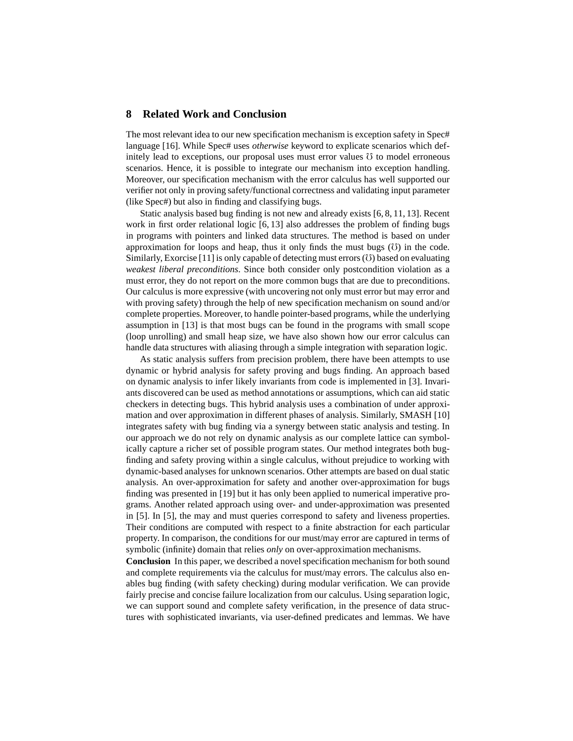## 8 Related Work and Conclusion

The most relevant idea to our new specification mechanism is exception safety in Spec# language [16]. While Spec# uses *otherwise* keyword to explicate scenarios which definitely lead to exceptions, our proposal uses must error values $\mho$ to model erroneous scenarios. Hence, it is possible to integrate our mechanism into exception handling. Moreover, our specification mechanism with the error calculus has well supported our verifier not only in proving safety/functional correctness and validating input parameter (like Spec#) but also in finding and classifying bugs.

Static analysis based bug finding is not new and already exists [6, 8, 11, 13]. Recent work in first order relational logic [6, 13] also addresses the problem of finding bugs in programs with pointers and linked data structures. The method is based on under approximation for loops and heap, thus it only finds the must bugs ($\mho$) in the code. Similarly, Exorcise [11] is only capable of detecting must errors ($\mho$) based on evaluating *weakest liberal preconditions*. Since both consider only postcondition violation as a must error, they do not report on the more common bugs that are due to preconditions. Our calculus is more expressive (with uncovering not only must error but may error and with proving safety) through the help of new specification mechanism on sound and/or complete properties. Moreover, to handle pointer-based programs, while the underlying assumption in [13] is that most bugs can be found in the programs with small scope (loop unrolling) and small heap size, we have also shown how our error calculus can handle data structures with aliasing through a simple integration with separation logic.

As static analysis suffers from precision problem, there have been attempts to use dynamic or hybrid analysis for safety proving and bugs finding. An approach based on dynamic analysis to infer likely invariants from code is implemented in [3]. Invariants discovered can be used as method annotations or assumptions, which can aid static checkers in detecting bugs. This hybrid analysis uses a combination of under approximation and over approximation in different phases of analysis. Similarly, SMASH [10] integrates safety with bug finding via a synergy between static analysis and testing. In our approach we do not rely on dynamic analysis as our complete lattice can symbolically capture a richer set of possible program states. Our method integrates both bug-finding and safety proving within a single calculus, without prejudice to working with dynamic-based analyses for unknown scenarios. Other attempts are based on dual static analysis. An over-approximation for safety and another over-approximation for bugs finding was presented in [19] but it has only been applied to numerical imperative programs. Another related approach using over- and under-approximation was presented in [5]. In [5], the may and must queries correspond to safety and liveness properties. Their conditions are computed with respect to a finite abstraction for each particular property. In comparison, the conditions for our must/may error are captured in terms of symbolic (infinite) domain that relies *only* on over-approximation mechanisms.

**Conclusion** In this paper, we described a novel specification mechanism for both sound and complete requirements via the calculus for must/may errors. The calculus also enables bug finding (with safety checking) during modular verification. We can provide fairly precise and concise failure localization from our calculus. Using separation logic, we can support sound and complete safety verification, in the presence of data structures with sophisticated invariants, via user-defined predicates and lemmas. We have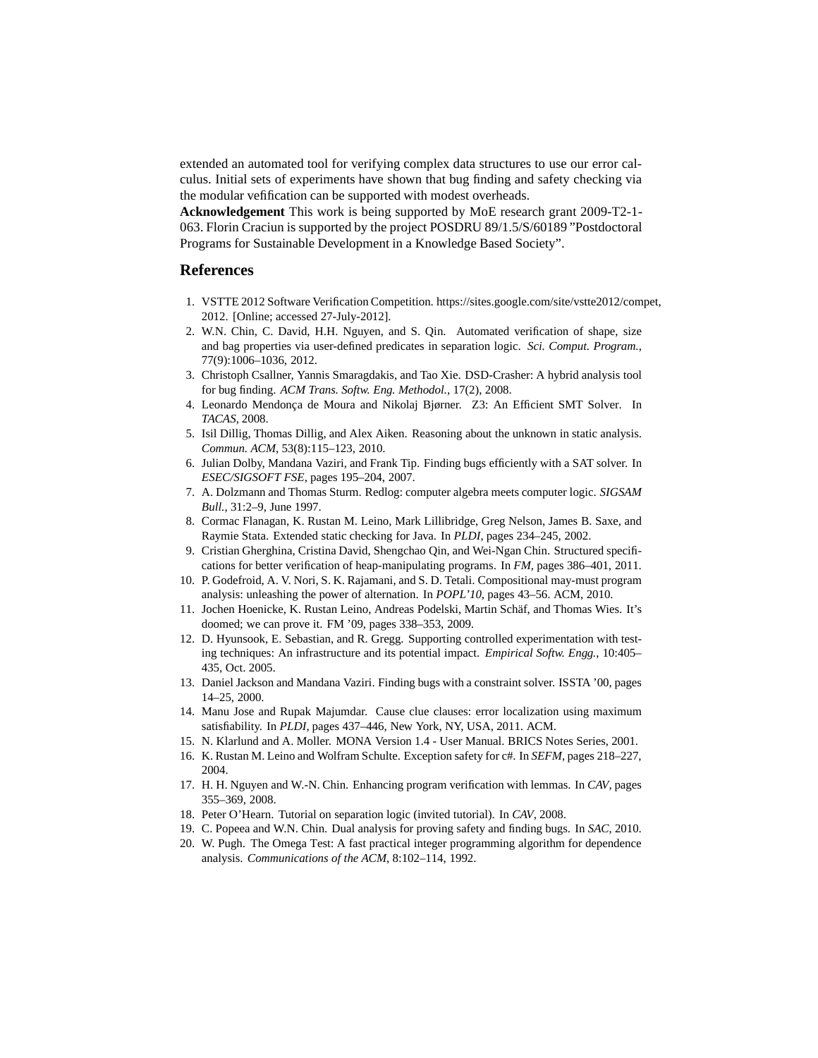extended an automated tool for verifying complex data structures to use our error calculus. Initial sets of experiments have shown that bug finding and safety checking via the modular vefification can be supported with modest overheads.

**Acknowledgement** This work is being supported by MoE research grant 2009-T2-1-063. Florin Craciun is supported by the project POSDRU 89/1.5/S/60189 "Postdoctoral Programs for Sustainable Development in a Knowledge Based Society".

## References

1. VSTTE 2012 Software Verification Competition. https://sites.google.com/site/vstte2012/compet, 2012. [Online; accessed 27-July-2012].
2. W.N. Chin, C. David, H.H. Nguyen, and S. Qin. Automated verification of shape, size and bag properties via user-defined predicates in separation logic. *Sci. Comput. Program.*, 77(9):1006–1036, 2012.
3. Christoph Csallner, Yannis Smaragdakis, and Tao Xie. DSD-Crasher: A hybrid analysis tool for bug finding. *ACM Trans. Softw. Eng. Methodol.*, 17(2), 2008.
4. Leonardo Mendonça de Moura and Nikolaj Bjørner. Z3: An Efficient SMT Solver. In *TACAS*, 2008.
5. Isil Dillig, Thomas Dillig, and Alex Aiken. Reasoning about the unknown in static analysis. *Commun. ACM*, 53(8):115–123, 2010.
6. Julian Dolby, Mandana Vaziri, and Frank Tip. Finding bugs efficiently with a SAT solver. In *ESEC/SIGSOFT FSE*, pages 195–204, 2007.
7. A. Dolzmann and Thomas Sturm. Redlog: computer algebra meets computer logic. *SIGSAM Bull.*, 31:2–9, June 1997.
8. Cormac Flanagan, K. Rustan M. Leino, Mark Lillibridge, Greg Nelson, James B. Saxe, and Raymie Stata. Extended static checking for Java. In *PLDI*, pages 234–245, 2002.
9. Cristian Gherghina, Cristina David, Shengchao Qin, and Wei-Ngan Chin. Structured specifications for better verification of heap-manipulating programs. In *FM*, pages 386–401, 2011.
10. P. Godefroid, A. V. Nori, S. K. Rajamani, and S. D. Tetali. Compositional may-must program analysis: unleashing the power of alternation. In *POPL'10*, pages 43–56. ACM, 2010.
11. Jochen Hoenicke, K. Rustan Leino, Andreas Podelski, Martin Schäf, and Thomas Wies. It's doomed; we can prove it. FM '09, pages 338–353, 2009.
12. D. Hyunsook, E. Sebastian, and R. Gregg. Supporting controlled experimentation with testing techniques: An infrastructure and its potential impact. *Empirical Softw. Engg.*, 10:405–435, Oct. 2005.
13. Daniel Jackson and Mandana Vaziri. Finding bugs with a constraint solver. ISSTA '00, pages 14–25, 2000.
14. Manu Jose and Rupak Majumdar. Cause clue clauses: error localization using maximum satisfiability. In *PLDI*, pages 437–446, New York, NY, USA, 2011. ACM.
15. N. Klarlund and A. Moller. MONA Version 1.4 - User Manual. BRICS Notes Series, 2001.
16. K. Rustan M. Leino and Wolfram Schulte. Exception safety for c#. In *SEFM*, pages 218–227, 2004.
17. H. H. Nguyen and W.-N. Chin. Enhancing program verification with lemmas. In *CAV*, pages 355–369, 2008.
18. Peter O'Hearn. Tutorial on separation logic (invited tutorial). In *CAV*, 2008.
19. C. Popeea and W.N. Chin. Dual analysis for proving safety and finding bugs. In *SAC*, 2010.
20. W. Pugh. The Omega Test: A fast practical integer programming algorithm for dependence analysis. *Communications of the ACM*, 8:102–114, 1992.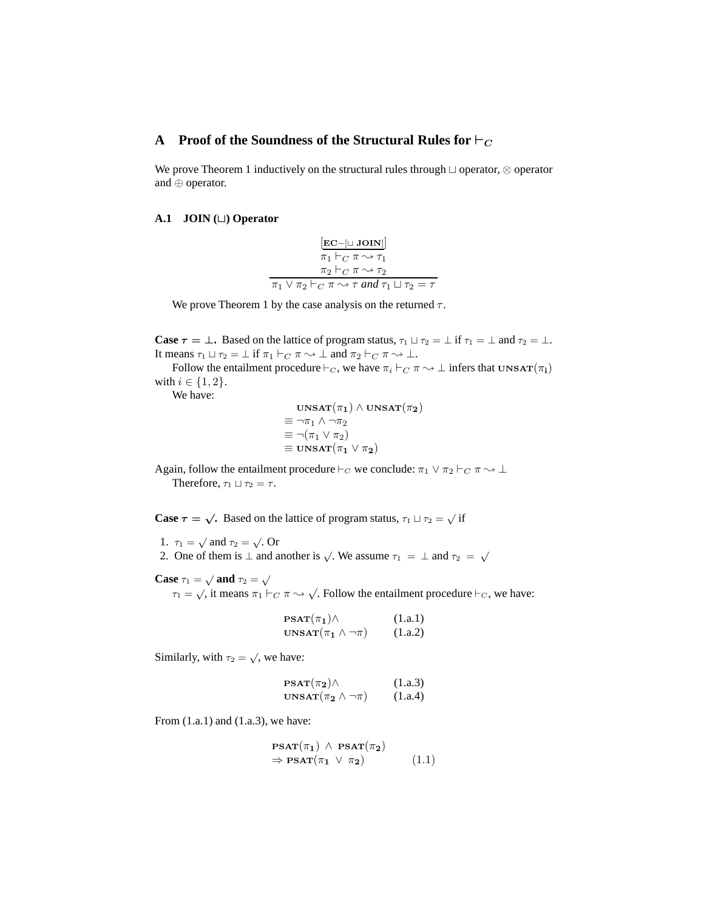# A Proof of the Soundness of the Structural Rules for $\vdash_C$

We prove Theorem 1 inductively on the structural rules through $\sqcup$ operator, $\otimes$ operator and $\oplus$ operator.

## A.1 JOIN ($\sqcup$) Operator

$$\frac{\begin{array}{c}[\mathbf{EC}\text{−}[\sqcup\ \mathbf{JOIN}]]\\ \pi_1 \vdash_C \pi \rightsquigarrow \tau_1 \\ \pi_2 \vdash_C \pi \rightsquigarrow \tau_2\end{array}}{\pi_1 \vee \pi_2 \vdash_C \pi \rightsquigarrow \tau \textit{ and } \tau_1 \sqcup \tau_2 = \tau}$$

We prove Theorem 1 by the case analysis on the returned $\tau$.

**Case $\tau = \bot$.** Based on the lattice of program status, $\tau_1 \sqcup \tau_2 = \bot$ if $\tau_1 = \bot$ and $\tau_2 = \bot$. It means $\tau_1 \sqcup \tau_2 = \bot$ if $\pi_1 \vdash_C \pi \rightsquigarrow \bot$ and $\pi_2 \vdash_C \pi \rightsquigarrow \bot$.

Follow the entailment procedure $\vdash_C$, we have $\pi_i \vdash_C \pi \rightsquigarrow \bot$ infers that $\mathbf{UNSAT}(\pi_i)$ with $i \in \{1, 2\}$.

We have:

$$\begin{aligned}
&\mathbf{UNSAT}(\pi_1) \wedge \mathbf{UNSAT}(\pi_2)\\
\equiv\ &\neg\pi_1 \wedge \neg\pi_2\\
\equiv\ &\neg(\pi_1 \vee \pi_2)\\
\equiv\ &\mathbf{UNSAT}(\pi_1 \vee \pi_2)
\end{aligned}$$

Again, follow the entailment procedure $\vdash_C$ we conclude: $\pi_1 \vee \pi_2 \vdash_C \pi \rightsquigarrow \bot$

Therefore, $\tau_1 \sqcup \tau_2 = \tau$.

**Case $\tau = \surd$.** Based on the lattice of program status, $\tau_1 \sqcup \tau_2 = \surd$ if

1. $\tau_1 = \surd$ and $\tau_2 = \surd$. Or
2. One of them is $\bot$ and another is $\surd$. We assume $\tau_1 = \bot$ and $\tau_2 = \surd$

**Case $\tau_1 = \surd$ and $\tau_2 = \surd$**

$\tau_1 = \surd$, it means $\pi_1 \vdash_C \pi \rightsquigarrow \surd$. Follow the entailment procedure $\vdash_C$, we have:

$$\begin{aligned}
&\mathbf{PSAT}(\pi_1)\wedge && \text{(1.a.1)}\\
&\mathbf{UNSAT}(\pi_1 \wedge \neg\pi) && \text{(1.a.2)}
\end{aligned}$$

Similarly, with $\tau_2 = \surd$, we have:

$$\begin{aligned}
&\mathbf{PSAT}(\pi_2)\wedge && \text{(1.a.3)}\\
&\mathbf{UNSAT}(\pi_2 \wedge \neg\pi) && \text{(1.a.4)}
\end{aligned}$$

From (1.a.1) and (1.a.3), we have:

$$\begin{aligned}
&\mathbf{PSAT}(\pi_1)\ \wedge\ \mathbf{PSAT}(\pi_2)\\
\Rightarrow\ &\mathbf{PSAT}(\pi_1\ \vee\ \pi_2) \qquad (1.1)
\end{aligned}$$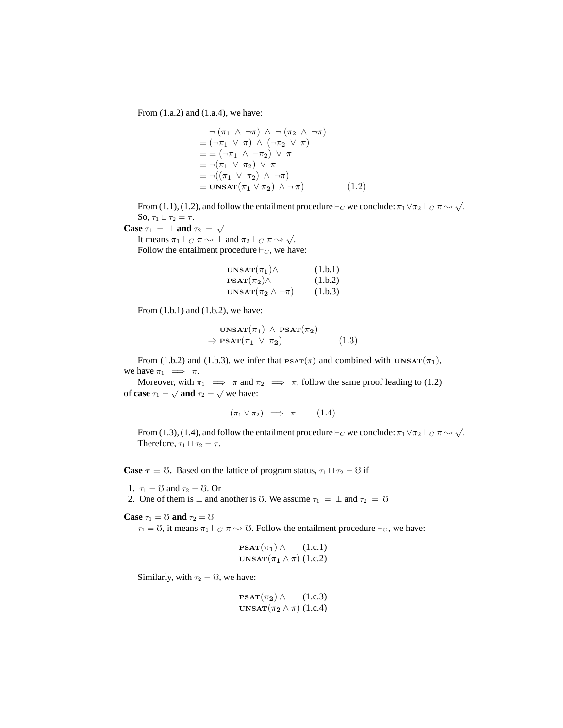From (1.a.2) and (1.a.4), we have:

$$
\begin{aligned}
&\neg\,(\pi_1\ \wedge\ \neg\pi)\ \wedge\ \neg\,(\pi_2\ \wedge\ \neg\pi)\\
&\equiv (\neg\pi_1\ \vee\ \pi)\ \wedge\ (\neg\pi_2\ \vee\ \pi)\\
&\equiv \equiv (\neg\pi_1\ \wedge\ \neg\pi_2)\ \vee\ \pi\\
&\equiv \neg(\pi_1\ \vee\ \pi_2)\ \vee\ \pi\\
&\equiv \neg((\pi_1\ \vee\ \pi_2)\ \wedge\ \neg\pi)\\
&\equiv \textbf{UNSAT}(\pi_1 \vee \pi_2)\ \wedge \neg\,\pi) \qquad\qquad (1.2)
\end{aligned}
$$

From (1.1), (1.2), and follow the entailment procedure $\vdash_C$ we conclude: $\pi_1 \vee \pi_2 \vdash_C \pi \leadsto \surd$.

So, $\tau_1 \sqcup \tau_2 = \tau$.

**Case** $\tau_1 = \perp$ **and** $\tau_2 = \surd$

It means $\pi_1 \vdash_C \pi \leadsto \perp$ and $\pi_2 \vdash_C \pi \leadsto \surd$.

Follow the entailment procedure $\vdash_C$, we have:

$$
\begin{aligned}
&\textbf{UNSAT}(\pi_1)\wedge &&(1.b.1)\\
&\textbf{PSAT}(\pi_2)\wedge &&(1.b.2)\\
&\textbf{UNSAT}(\pi_2 \wedge \neg\pi) &&(1.b.3)
\end{aligned}
$$

From (1.b.1) and (1.b.2), we have:

$$
\begin{aligned}
&\textbf{UNSAT}(\pi_1)\ \wedge\ \textbf{PSAT}(\pi_2)\\
&\Rightarrow \textbf{PSAT}(\pi_1\ \vee\ \pi_2) \qquad\qquad (1.3)
\end{aligned}
$$

From (1.b.2) and (1.b.3), we infer that $\textbf{PSAT}(\pi)$ and combined with $\textbf{UNSAT}(\pi_1)$, we have $\pi_1 \implies \pi$.

Moreover, with $\pi_1 \implies \pi$ and $\pi_2 \implies \pi$, follow the same proof leading to (1.2) of **case** $\tau_1 = \surd$ **and** $\tau_2 = \surd$ we have:

$$
(\pi_1 \vee \pi_2) \implies \pi \qquad (1.4)
$$

From (1.3), (1.4), and follow the entailment procedure $\vdash_C$ we conclude: $\pi_1 \vee \pi_2 \vdash_C \pi \leadsto \surd$.

Therefore, $\tau_1 \sqcup \tau_2 = \tau$.

**Case** $\boldsymbol{\tau} = \mho$**.** Based on the lattice of program status, $\tau_1 \sqcup \tau_2 = \mho$ if

1. $\tau_1 = \mho$ and $\tau_2 = \mho$. Or
2. One of them is $\perp$ and another is $\mho$. We assume $\tau_1 = \perp$ and $\tau_2 = \mho$

**Case** $\tau_1 = \mho$ **and** $\tau_2 = \mho$

$\tau_1 = \mho$, it means $\pi_1 \vdash_C \pi \leadsto \mho$. Follow the entailment procedure $\vdash_C$, we have:

$$
\begin{aligned}
&\textbf{PSAT}(\pi_1)\wedge &&(1.c.1)\\
&\textbf{UNSAT}(\pi_1 \wedge \pi) &&(1.c.2)
\end{aligned}
$$

Similarly, with $\tau_2 = \mho$, we have:

$$
\begin{aligned}
&\textbf{PSAT}(\pi_2)\wedge &&(1.c.3)\\
&\textbf{UNSAT}(\pi_2 \wedge \pi) &&(1.c.4)
\end{aligned}
$$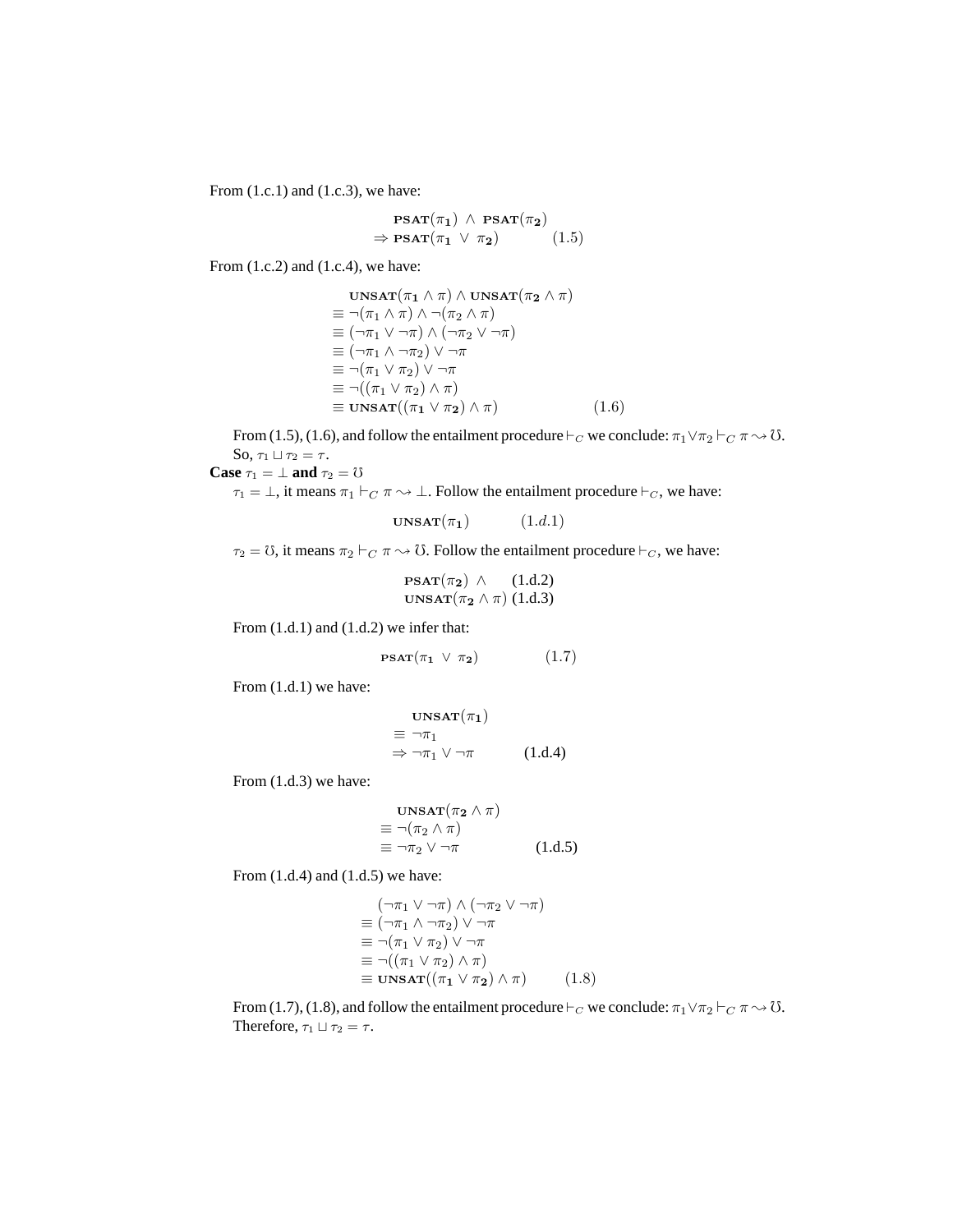From (1.c.1) and (1.c.3), we have:

$$\begin{aligned} &\textbf{PSAT}(\pi_\mathbf{1}) \ \wedge \ \textbf{PSAT}(\pi_\mathbf{2}) \\ \Rightarrow\ &\textbf{PSAT}(\pi_\mathbf{1} \ \vee \ \pi_\mathbf{2}) \qquad (1.5) \end{aligned}$$

From (1.c.2) and (1.c.4), we have:

$$\begin{aligned} &\textbf{UNSAT}(\pi_\mathbf{1} \wedge \pi) \wedge \textbf{UNSAT}(\pi_\mathbf{2} \wedge \pi) \\ \equiv\ &\neg(\pi_1 \wedge \pi) \wedge \neg(\pi_2 \wedge \pi) \\ \equiv\ &(\neg\pi_1 \vee \neg\pi) \wedge (\neg\pi_2 \vee \neg\pi) \\ \equiv\ &(\neg\pi_1 \wedge \neg\pi_2) \vee \neg\pi \\ \equiv\ &\neg(\pi_1 \vee \pi_2) \vee \neg\pi \\ \equiv\ &\neg((\pi_1 \vee \pi_2) \wedge \pi) \\ \equiv\ &\textbf{UNSAT}((\pi_\mathbf{1} \vee \pi_\mathbf{2}) \wedge \pi) \qquad (1.6) \end{aligned}$$

From (1.5), (1.6), and follow the entailment procedure $\vdash_C$ we conclude: $\pi_1 \vee \pi_2 \vdash_C \pi \rightsquigarrow \mho$. So, $\tau_1 \sqcup \tau_2 = \tau$.

**Case** $\tau_1 = \bot$ **and** $\tau_2 = \mho$

$\tau_1 = \bot$, it means $\pi_1 \vdash_C \pi \rightsquigarrow \bot$. Follow the entailment procedure $\vdash_C$, we have:

$$\textbf{UNSAT}(\pi_\mathbf{1}) \qquad (1.d.1)$$

$\tau_2 = \mho$, it means $\pi_2 \vdash_C \pi \rightsquigarrow \mho$. Follow the entailment procedure $\vdash_C$, we have:

$$\begin{aligned} &\textbf{PSAT}(\pi_\mathbf{2}) \ \wedge \qquad (1.d.2) \\ &\textbf{UNSAT}(\pi_\mathbf{2} \wedge \pi) \ (1.d.3) \end{aligned}$$

From (1.d.1) and (1.d.2) we infer that:

$$\textbf{PSAT}(\pi_\mathbf{1} \ \vee \ \pi_\mathbf{2}) \qquad (1.7)$$

From (1.d.1) we have:

$$\begin{aligned} &\textbf{UNSAT}(\pi_\mathbf{1}) \\ \equiv\ &\neg\pi_1 \\ \Rightarrow\ &\neg\pi_1 \vee \neg\pi \qquad (1.d.4) \end{aligned}$$

From (1.d.3) we have:

$$\begin{aligned} &\textbf{UNSAT}(\pi_\mathbf{2} \wedge \pi) \\ \equiv\ &\neg(\pi_2 \wedge \pi) \\ \equiv\ &\neg\pi_2 \vee \neg\pi \qquad (1.d.5) \end{aligned}$$

From (1.d.4) and (1.d.5) we have:

$$\begin{aligned} &(\neg\pi_1 \vee \neg\pi) \wedge (\neg\pi_2 \vee \neg\pi) \\ \equiv\ &(\neg\pi_1 \wedge \neg\pi_2) \vee \neg\pi \\ \equiv\ &\neg(\pi_1 \vee \pi_2) \vee \neg\pi \\ \equiv\ &\neg((\pi_1 \vee \pi_2) \wedge \pi) \\ \equiv\ &\textbf{UNSAT}((\pi_\mathbf{1} \vee \pi_\mathbf{2}) \wedge \pi) \qquad (1.8) \end{aligned}$$

From (1.7), (1.8), and follow the entailment procedure $\vdash_C$ we conclude: $\pi_1 \vee \pi_2 \vdash_C \pi \rightsquigarrow \mho$. Therefore, $\tau_1 \sqcup \tau_2 = \tau$.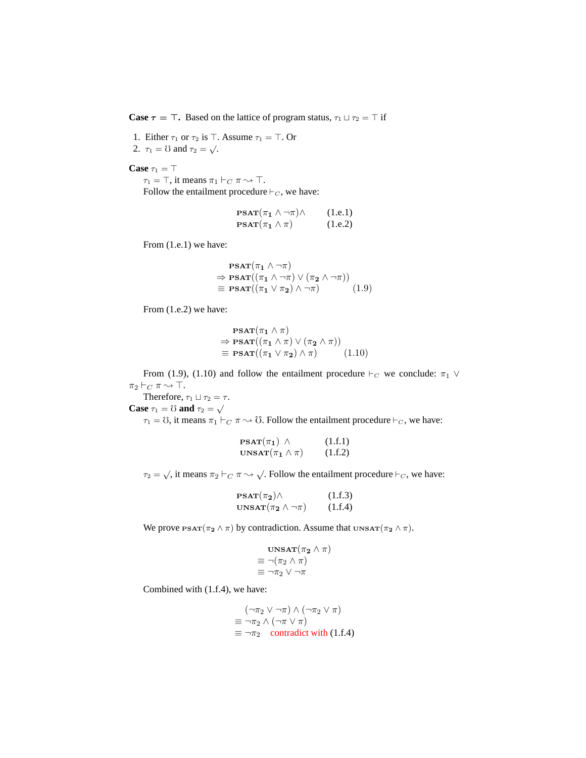**Case $\tau = \top$.** Based on the lattice of program status, $\tau_1 \sqcup \tau_2 = \top$ if

1. Either $\tau_1$ or $\tau_2$ is $\top$. Assume $\tau_1 = \top$. Or
2. $\tau_1 = \mho$ and $\tau_2 = \surd$.

**Case** $\tau_1 = \top$

$\tau_1 = \top$, it means $\pi_1 \vdash_C \pi \rightsquigarrow \top$.

Follow the entailment procedure $\vdash_C$, we have:

$$
\begin{array}{ll}
\textsc{psat}(\pi_{\mathbf{1}} \wedge \neg\pi) \wedge & \quad (1.e.1) \\
\textsc{psat}(\pi_{\mathbf{1}} \wedge \pi) & \quad (1.e.2)
\end{array}
$$

From (1.e.1) we have:

$$
\begin{array}{ll}
& \textsc{psat}(\pi_{\mathbf{1}} \wedge \neg\pi) \\
\Rightarrow & \textsc{psat}((\pi_{\mathbf{1}} \wedge \neg\pi) \vee (\pi_{\mathbf{2}} \wedge \neg\pi)) \\
\equiv & \textsc{psat}((\pi_{\mathbf{1}} \vee \pi_{\mathbf{2}}) \wedge \neg\pi) \qquad (1.9)
\end{array}
$$

From (1.e.2) we have:

$$
\begin{array}{ll}
& \textsc{psat}(\pi_{\mathbf{1}} \wedge \pi) \\
\Rightarrow & \textsc{psat}((\pi_{\mathbf{1}} \wedge \pi) \vee (\pi_{\mathbf{2}} \wedge \pi)) \\
\equiv & \textsc{psat}((\pi_{\mathbf{1}} \vee \pi_{\mathbf{2}}) \wedge \pi) \qquad (1.10)
\end{array}
$$

From (1.9), (1.10) and follow the entailment procedure $\vdash_C$ we conclude: $\pi_1 \vee \pi_2 \vdash_C \pi \rightsquigarrow \top$.

Therefore, $\tau_1 \sqcup \tau_2 = \tau$.

**Case** $\tau_1 = \mho$ **and** $\tau_2 = \surd$

$\tau_1 = \mho$, it means $\pi_1 \vdash_C \pi \rightsquigarrow \mho$. Follow the entailment procedure $\vdash_C$, we have:

$$
\begin{array}{ll}
\textsc{psat}(\pi_{\mathbf{1}}) \ \wedge & \quad (1.f.1) \\
\textsc{unsat}(\pi_{\mathbf{1}} \wedge \pi) & \quad (1.f.2)
\end{array}
$$

$\tau_2 = \surd$, it means $\pi_2 \vdash_C \pi \rightsquigarrow \surd$. Follow the entailment procedure $\vdash_C$, we have:

$$
\begin{array}{ll}
\textsc{psat}(\pi_{\mathbf{2}}) \wedge & \quad (1.f.3) \\
\textsc{unsat}(\pi_{\mathbf{2}} \wedge \neg\pi) & \quad (1.f.4)
\end{array}
$$

We prove $\textsc{psat}(\pi_{\mathbf{2}} \wedge \pi)$ by contradiction. Assume that $\textsc{unsat}(\pi_{\mathbf{2}} \wedge \pi)$.

$$
\begin{array}{ll}
& \textsc{unsat}(\pi_{\mathbf{2}} \wedge \pi) \\
\equiv & \neg(\pi_2 \wedge \pi) \\
\equiv & \neg\pi_2 \vee \neg\pi
\end{array}
$$

Combined with (1.f.4), we have:

$$
\begin{array}{ll}
& (\neg\pi_2 \vee \neg\pi) \wedge (\neg\pi_2 \vee \pi) \\
\equiv & \neg\pi_2 \wedge (\neg\pi \vee \pi) \\
\equiv & \neg\pi_2 \quad \text{contradict with (1.f.4)}
\end{array}
$$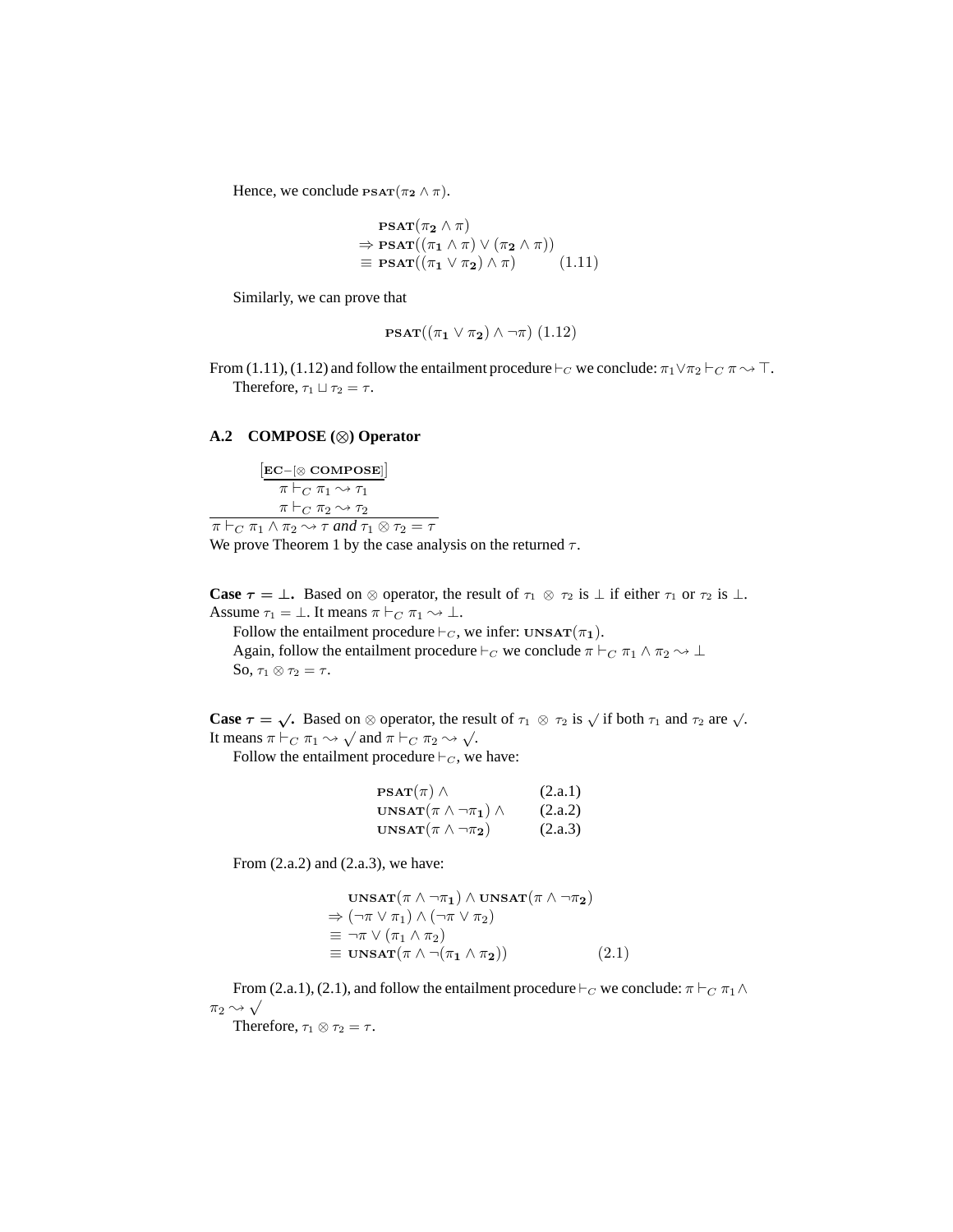Hence, we conclude $\textsc{psat}(\pi_2 \land \pi)$.

$$
\begin{aligned}
&\textbf{PSAT}(\pi_2 \land \pi) \\
&\Rightarrow \textbf{PSAT}((\pi_1 \land \pi) \lor (\pi_2 \land \pi)) \\
&\equiv \textbf{PSAT}((\pi_1 \lor \pi_2) \land \pi) \qquad (1.11)
\end{aligned}
$$

Similarly, we can prove that

$$\textbf{PSAT}((\pi_1 \lor \pi_2) \land \neg\pi) \; (1.12)$$

From (1.11), (1.12) and follow the entailment procedure $\vdash_C$ we conclude: $\pi_1 \lor \pi_2 \vdash_C \pi \rightsquigarrow \top$.

Therefore, $\tau_1 \sqcup \tau_2 = \tau$.

### A.2 COMPOSE ($\otimes$) Operator

$$
\frac{
\begin{array}{c}
[\textbf{EC}-[\otimes\ \textbf{COMPOSE}]] \\
\pi \vdash_C \pi_1 \rightsquigarrow \tau_1 \\
\pi \vdash_C \pi_2 \rightsquigarrow \tau_2
\end{array}
}{
\pi \vdash_C \pi_1 \land \pi_2 \rightsquigarrow \tau \textit{ and } \tau_1 \otimes \tau_2 = \tau
}
$$

We prove Theorem 1 by the case analysis on the returned $\tau$.

**Case $\tau = \bot$.** Based on $\otimes$ operator, the result of $\tau_1 \otimes \tau_2$ is $\bot$ if either $\tau_1$ or $\tau_2$ is $\bot$. Assume $\tau_1 = \bot$. It means $\pi \vdash_C \pi_1 \rightsquigarrow \bot$.

Follow the entailment procedure $\vdash_C$, we infer: $\textsc{unsat}(\pi_1)$.

Again, follow the entailment procedure $\vdash_C$ we conclude $\pi \vdash_C \pi_1 \land \pi_2 \rightsquigarrow \bot$

So, $\tau_1 \otimes \tau_2 = \tau$.

**Case $\tau = \surd$.** Based on $\otimes$ operator, the result of $\tau_1 \otimes \tau_2$ is $\surd$ if both $\tau_1$ and $\tau_2$ are $\surd$. It means $\pi \vdash_C \pi_1 \rightsquigarrow \surd$ and $\pi \vdash_C \pi_2 \rightsquigarrow \surd$.

Follow the entailment procedure $\vdash_C$, we have:

$$
\begin{aligned}
&\textbf{PSAT}(\pi) \land && \text{(2.a.1)} \\
&\textbf{UNSAT}(\pi \land \neg\pi_1) \land && \text{(2.a.2)} \\
&\textbf{UNSAT}(\pi \land \neg\pi_2) && \text{(2.a.3)}
\end{aligned}
$$

From (2.a.2) and (2.a.3), we have:

$$
\begin{aligned}
&\textbf{UNSAT}(\pi \land \neg\pi_1) \land \textbf{UNSAT}(\pi \land \neg\pi_2) \\
&\Rightarrow (\neg\pi \lor \pi_1) \land (\neg\pi \lor \pi_2) \\
&\equiv \neg\pi \lor (\pi_1 \land \pi_2) \\
&\equiv \textbf{UNSAT}(\pi \land \neg(\pi_1 \land \pi_2)) \qquad (2.1)
\end{aligned}
$$

From (2.a.1), (2.1), and follow the entailment procedure $\vdash_C$ we conclude: $\pi \vdash_C \pi_1 \land \pi_2 \rightsquigarrow \surd$

Therefore, $\tau_1 \otimes \tau_2 = \tau$.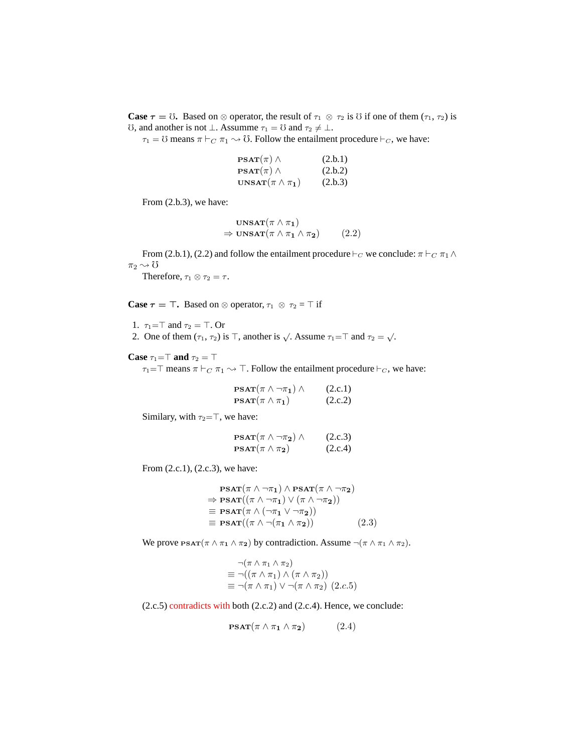**Case $\tau = \mho$.** Based on $\otimes$ operator, the result of $\tau_1 \otimes \tau_2$ is $\mho$ if one of them ($\tau_1$, $\tau_2$) is $\mho$, and another is not $\bot$. Assumme $\tau_1 = \mho$ and $\tau_2 \neq \bot$.

$\tau_1 = \mho$ means $\pi \vdash_C \pi_1 \rightsquigarrow \mho$. Follow the entailment procedure $\vdash_C$, we have:

$$
\begin{array}{ll}
\textsc{psat}(\pi) \wedge & \text{(2.b.1)} \\
\textsc{psat}(\pi) \wedge & \text{(2.b.2)} \\
\textsc{unsat}(\pi \wedge \pi_1) & \text{(2.b.3)}
\end{array}
$$

From (2.b.3), we have:

$$
\begin{array}{l}
\textsc{unsat}(\pi \wedge \pi_1) \\
\Rightarrow \textsc{unsat}(\pi \wedge \pi_1 \wedge \pi_2) \qquad (2.2)
\end{array}
$$

From (2.b.1), (2.2) and follow the entailment procedure $\vdash_C$ we conclude: $\pi \vdash_C \pi_1 \wedge \pi_2 \rightsquigarrow \mho$

Therefore, $\tau_1 \otimes \tau_2 = \tau$.

**Case $\tau = \top$.** Based on $\otimes$ operator, $\tau_1 \otimes \tau_2 = \top$ if

1. $\tau_1 = \top$ and $\tau_2 = \top$. Or
2. One of them ($\tau_1$, $\tau_2$) is $\top$, another is $\surd$. Assume $\tau_1 = \top$ and $\tau_2 = \surd$.

**Case $\tau_1 = \top$ and $\tau_2 = \top$**

$\tau_1 = \top$ means $\pi \vdash_C \pi_1 \rightsquigarrow \top$. Follow the entailment procedure $\vdash_C$, we have:

$$
\begin{array}{ll}
\textsc{psat}(\pi \wedge \neg\pi_1) \wedge & \text{(2.c.1)} \\
\textsc{psat}(\pi \wedge \pi_1) & \text{(2.c.2)}
\end{array}
$$

Similary, with $\tau_2 = \top$, we have:

$$
\begin{array}{ll}
\textsc{psat}(\pi \wedge \neg\pi_2) \wedge & \text{(2.c.3)} \\
\textsc{psat}(\pi \wedge \pi_2) & \text{(2.c.4)}
\end{array}
$$

From (2.c.1), (2.c.3), we have:

$$
\begin{array}{l}
\textsc{psat}(\pi \wedge \neg\pi_1) \wedge \textsc{psat}(\pi \wedge \neg\pi_2) \\
\Rightarrow \textsc{psat}((\pi \wedge \neg\pi_1) \vee (\pi \wedge \neg\pi_2)) \\
\equiv \textsc{psat}(\pi \wedge (\neg\pi_1 \vee \neg\pi_2)) \\
\equiv \textsc{psat}((\pi \wedge \neg(\pi_1 \wedge \pi_2)) \qquad (2.3)
\end{array}
$$

We prove $\textsc{psat}(\pi \wedge \pi_1 \wedge \pi_2)$ by contradiction. Assume $\neg(\pi \wedge \pi_1 \wedge \pi_2)$.

$$
\begin{array}{l}
\neg(\pi \wedge \pi_1 \wedge \pi_2) \\
\equiv \neg((\pi \wedge \pi_1) \wedge (\pi \wedge \pi_2)) \\
\equiv \neg(\pi \wedge \pi_1) \vee \neg(\pi \wedge \pi_2) \ (2.c.5)
\end{array}
$$

(2.c.5) contradicts with both (2.c.2) and (2.c.4). Hence, we conclude:

$$
\textsc{psat}(\pi \wedge \pi_1 \wedge \pi_2) \qquad (2.4)
$$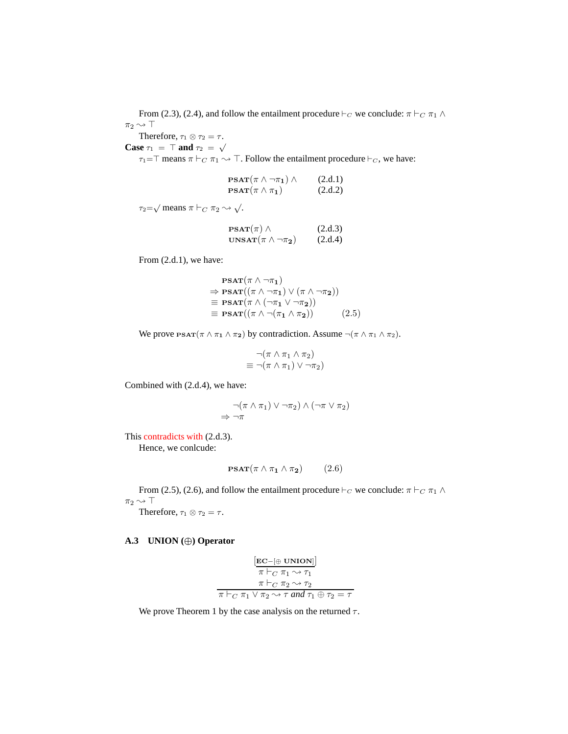From (2.3), (2.4), and follow the entailment procedure $\vdash_C$ we conclude: $\pi \vdash_C \pi_1 \wedge \pi_2 \rightsquigarrow \top$

Therefore, $\tau_1 \otimes \tau_2 = \tau$.

**Case** $\tau_1 = \top$ **and** $\tau_2 = \surd$

$\tau_1$=$\top$ means $\pi \vdash_C \pi_1 \rightsquigarrow \top$. Follow the entailment procedure $\vdash_C$, we have:

$$\begin{array}{ll} \textbf{PSAT}(\pi \wedge \neg\pi_1) \wedge & \text{(2.d.1)} \\ \textbf{PSAT}(\pi \wedge \pi_1) & \text{(2.d.2)} \end{array}$$

$\tau_2$=$\surd$ means $\pi \vdash_C \pi_2 \rightsquigarrow \surd$.

$$\begin{array}{ll} \textbf{PSAT}(\pi) \wedge & \text{(2.d.3)} \\ \textbf{UNSAT}(\pi \wedge \neg\pi_2) & \text{(2.d.4)} \end{array}$$

From (2.d.1), we have:

$$\begin{array}{ll} & \textbf{PSAT}(\pi \wedge \neg\pi_1) \\ \Rightarrow & \textbf{PSAT}((\pi \wedge \neg\pi_1) \vee (\pi \wedge \neg\pi_2)) \\ \equiv & \textbf{PSAT}(\pi \wedge (\neg\pi_1 \vee \neg\pi_2)) \\ \equiv & \textbf{PSAT}((\pi \wedge \neg(\pi_1 \wedge \pi_2)) \qquad (2.5) \end{array}$$

We prove $\textbf{PSAT}(\pi \wedge \pi_1 \wedge \pi_2)$ by contradiction. Assume $\neg(\pi \wedge \pi_1 \wedge \pi_2)$.

$$\begin{array}{ll} & \neg(\pi \wedge \pi_1 \wedge \pi_2) \\ \equiv & \neg(\pi \wedge \pi_1) \vee \neg\pi_2) \end{array}$$

Combined with (2.d.4), we have:

$$\begin{array}{ll} & \neg(\pi \wedge \pi_1) \vee \neg\pi_2) \wedge (\neg\pi \vee \pi_2) \\ \Rightarrow & \neg\pi \end{array}$$

This contradicts with (2.d.3).

Hence, we conlcude:

$$\textbf{PSAT}(\pi \wedge \pi_1 \wedge \pi_2) \qquad (2.6)$$

From (2.5), (2.6), and follow the entailment procedure $\vdash_C$ we conclude: $\pi \vdash_C \pi_1 \wedge \pi_2 \rightsquigarrow \top$

Therefore, $\tau_1 \otimes \tau_2 = \tau$.

### A.3 UNION (⊕) Operator

$$\frac{\begin{array}{c}[\textbf{EC}-[\oplus\ \textbf{UNION}]] \\ \pi \vdash_C \pi_1 \rightsquigarrow \tau_1 \\ \pi \vdash_C \pi_2 \rightsquigarrow \tau_2\end{array}}{\pi \vdash_C \pi_1 \vee \pi_2 \rightsquigarrow \tau \textit{ and } \tau_1 \oplus \tau_2 = \tau}$$

We prove Theorem 1 by the case analysis on the returned $\tau$.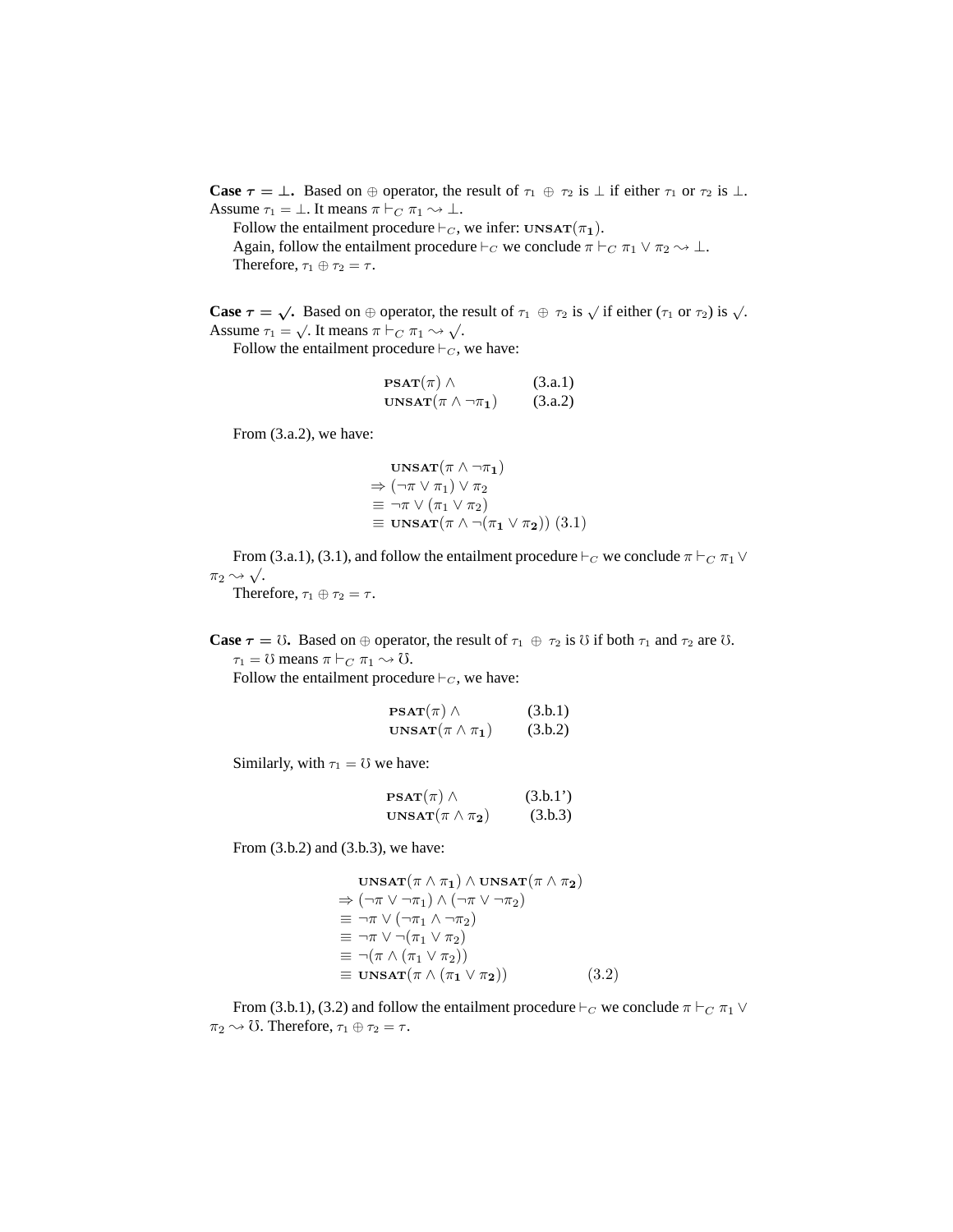**Case $\tau = \bot$.** Based on $\oplus$ operator, the result of $\tau_1 \oplus \tau_2$ is $\bot$ if either $\tau_1$ or $\tau_2$ is $\bot$. Assume $\tau_1 = \bot$. It means $\pi \vdash_C \pi_1 \rightsquigarrow \bot$.

Follow the entailment procedure $\vdash_C$, we infer: $\textbf{UNSAT}(\boldsymbol{\pi_1})$.

Again, follow the entailment procedure $\vdash_C$ we conclude $\pi \vdash_C \pi_1 \vee \pi_2 \rightsquigarrow \bot$.

Therefore, $\tau_1 \oplus \tau_2 = \tau$.

**Case $\tau = \surd$.** Based on $\oplus$ operator, the result of $\tau_1 \oplus \tau_2$ is $\surd$ if either ($\tau_1$ or $\tau_2$) is $\surd$. Assume $\tau_1 = \surd$. It means $\pi \vdash_C \pi_1 \rightsquigarrow \surd$.

Follow the entailment procedure $\vdash_C$, we have:

$$\begin{array}{ll} \textbf{PSAT}(\pi) \wedge & \text{(3.a.1)} \\ \textbf{UNSAT}(\pi \wedge \neg\boldsymbol{\pi_1}) & \text{(3.a.2)} \end{array}$$

From (3.a.2), we have:

$$\begin{array}{l} \quad \textbf{UNSAT}(\pi \wedge \neg\boldsymbol{\pi_1}) \\ \Rightarrow (\neg\pi \vee \pi_1) \vee \pi_2 \\ \equiv \neg\pi \vee (\pi_1 \vee \pi_2) \\ \equiv \textbf{UNSAT}(\pi \wedge \neg(\boldsymbol{\pi_1} \vee \boldsymbol{\pi_2})) \ (3.1) \end{array}$$

From (3.a.1), (3.1), and follow the entailment procedure $\vdash_C$ we conclude $\pi \vdash_C \pi_1 \vee \pi_2 \rightsquigarrow \surd$.

Therefore, $\tau_1 \oplus \tau_2 = \tau$.

**Case $\tau = \mho$.** Based on $\oplus$ operator, the result of $\tau_1 \oplus \tau_2$ is $\mho$ if both $\tau_1$ and $\tau_2$ are $\mho$.

$\tau_1 = \mho$ means $\pi \vdash_C \pi_1 \rightsquigarrow \mho$.

Follow the entailment procedure $\vdash_C$, we have:

$$\begin{array}{ll} \textbf{PSAT}(\pi) \wedge & \text{(3.b.1)} \\ \textbf{UNSAT}(\pi \wedge \boldsymbol{\pi_1}) & \text{(3.b.2)} \end{array}$$

Similarly, with $\tau_1 = \mho$ we have:

$$\begin{array}{ll} \textbf{PSAT}(\pi) \wedge & \text{(3.b.1')} \\ \textbf{UNSAT}(\pi \wedge \boldsymbol{\pi_2}) & \text{(3.b.3)} \end{array}$$

From (3.b.2) and (3.b.3), we have:

$$\begin{array}{ll} \quad \textbf{UNSAT}(\pi \wedge \boldsymbol{\pi_1}) \wedge \textbf{UNSAT}(\pi \wedge \boldsymbol{\pi_2}) & \\ \Rightarrow (\neg\pi \vee \neg\pi_1) \wedge (\neg\pi \vee \neg\pi_2) & \\ \equiv \neg\pi \vee (\neg\pi_1 \wedge \neg\pi_2) & \\ \equiv \neg\pi \vee \neg(\pi_1 \vee \pi_2) & \\ \equiv \neg(\pi \wedge (\pi_1 \vee \pi_2)) & \\ \equiv \textbf{UNSAT}(\pi \wedge (\boldsymbol{\pi_1} \vee \boldsymbol{\pi_2})) & (3.2) \end{array}$$

From (3.b.1), (3.2) and follow the entailment procedure $\vdash_C$ we conclude $\pi \vdash_C \pi_1 \vee \pi_2 \rightsquigarrow \mho$. Therefore, $\tau_1 \oplus \tau_2 = \tau$.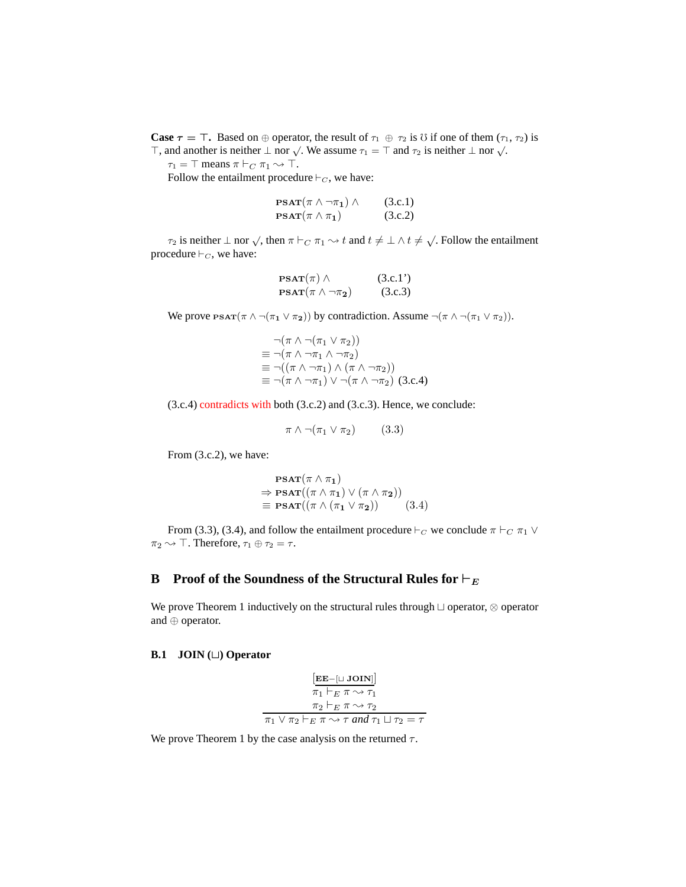**Case $\tau = \top$.** Based on $\oplus$ operator, the result of $\tau_1 \oplus \tau_2$ is $\mho$ if one of them ($\tau_1$, $\tau_2$) is $\top$, and another is neither $\bot$ nor $\surd$. We assume $\tau_1 = \top$ and $\tau_2$ is neither $\bot$ nor $\surd$.

$\tau_1 = \top$ means $\pi \vdash_C \pi_1 \rightsquigarrow \top$.

Follow the entailment procedure $\vdash_C$, we have:

$$\begin{array}{ll} \textbf{PSAT}(\pi \wedge \neg \pi_1) \wedge & \text{(3.c.1)} \\ \textbf{PSAT}(\pi \wedge \pi_1) & \text{(3.c.2)} \end{array}$$

$\tau_2$ is neither $\bot$ nor $\surd$, then $\pi \vdash_C \pi_1 \rightsquigarrow t$ and $t \neq \bot \wedge t \neq \surd$. Follow the entailment procedure $\vdash_C$, we have:

$$\begin{array}{ll} \textbf{PSAT}(\pi) \wedge & \text{(3.c.1')} \\ \textbf{PSAT}(\pi \wedge \neg \pi_2) & \text{(3.c.3)} \end{array}$$

We prove $\textsc{psat}(\pi \wedge \neg(\pi_1 \vee \pi_2))$ by contradiction. Assume $\neg(\pi \wedge \neg(\pi_1 \vee \pi_2))$.

$$\begin{array}{l} \quad \neg(\pi \wedge \neg(\pi_1 \vee \pi_2)) \\ \equiv \neg(\pi \wedge \neg \pi_1 \wedge \neg \pi_2) \\ \equiv \neg((\pi \wedge \neg \pi_1) \wedge (\pi \wedge \neg \pi_2)) \\ \equiv \neg(\pi \wedge \neg \pi_1) \vee \neg(\pi \wedge \neg \pi_2) \;\; \text{(3.c.4)} \end{array}$$

(3.c.4) contradicts with both (3.c.2) and (3.c.3). Hence, we conclude:

$$\pi \wedge \neg(\pi_1 \vee \pi_2) \qquad (3.3)$$

From (3.c.2), we have:

$$\begin{array}{l} \quad \textbf{PSAT}(\pi \wedge \pi_1) \\ \Rightarrow \textbf{PSAT}((\pi \wedge \pi_1) \vee (\pi \wedge \pi_2)) \\ \equiv \textbf{PSAT}((\pi \wedge (\pi_1 \vee \pi_2)) \qquad (3.4) \end{array}$$

From (3.3), (3.4), and follow the entailment procedure $\vdash_C$ we conclude $\pi \vdash_C \pi_1 \vee \pi_2 \rightsquigarrow \top$. Therefore, $\tau_1 \oplus \tau_2 = \tau$.

## B Proof of the Soundness of the Structural Rules for $\vdash_E$

We prove Theorem 1 inductively on the structural rules through $\sqcup$ operator, $\otimes$ operator and $\oplus$ operator.

### B.1 JOIN ($\sqcup$) Operator

$$\frac{\begin{array}{c} [\textbf{EE}-[\sqcup \textbf{ JOIN}]] \\ \pi_1 \vdash_E \pi \rightsquigarrow \tau_1 \\ \pi_2 \vdash_E \pi \rightsquigarrow \tau_2 \end{array}}{\pi_1 \vee \pi_2 \vdash_E \pi \rightsquigarrow \tau \textit{ and } \tau_1 \sqcup \tau_2 = \tau}$$

We prove Theorem 1 by the case analysis on the returned $\tau$.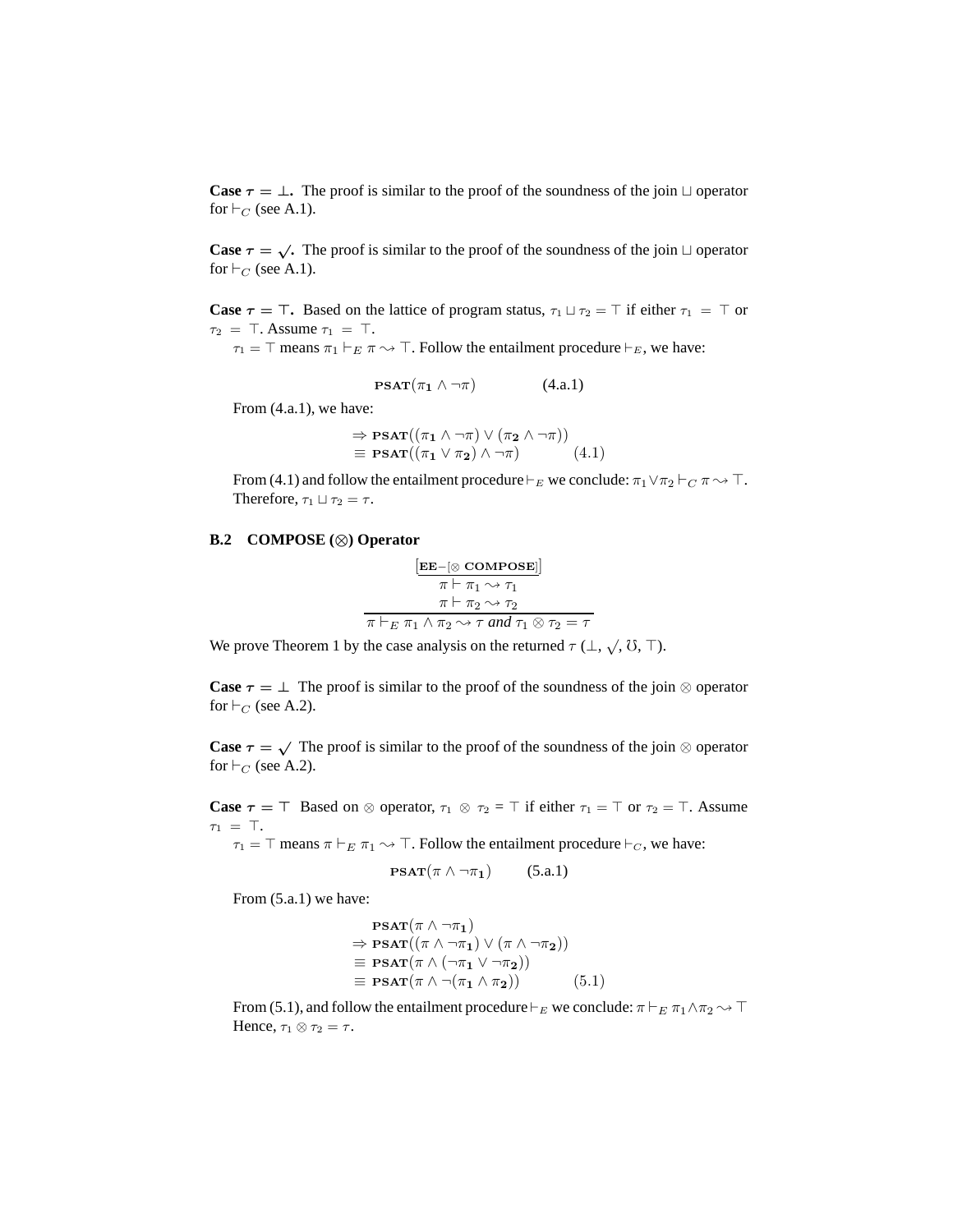**Case $\tau = \bot$.** The proof is similar to the proof of the soundness of the join $\sqcup$ operator for $\vdash_C$ (see A.1).

**Case $\tau = \surd$.** The proof is similar to the proof of the soundness of the join $\sqcup$ operator for $\vdash_C$ (see A.1).

**Case $\tau = \top$.** Based on the lattice of program status, $\tau_1 \sqcup \tau_2 = \top$ if either $\tau_1 = \top$ or $\tau_2 = \top$. Assume $\tau_1 = \top$.

$\tau_1 = \top$ means $\pi_1 \vdash_E \pi \rightsquigarrow \top$. Follow the entailment procedure $\vdash_E$, we have:

$$\textbf{PSAT}(\pi_1 \wedge \neg\pi) \qquad \text{(4.a.1)}$$

From (4.a.1), we have:

$$\begin{aligned} &\Rightarrow \textbf{PSAT}((\pi_1 \wedge \neg\pi) \vee (\pi_2 \wedge \neg\pi)) \\ &\equiv \textbf{PSAT}((\pi_1 \vee \pi_2) \wedge \neg\pi) \qquad (4.1) \end{aligned}$$

From (4.1) and follow the entailment procedure $\vdash_E$ we conclude: $\pi_1 \vee \pi_2 \vdash_C \pi \rightsquigarrow \top$. Therefore, $\tau_1 \sqcup \tau_2 = \tau$.

### B.2 COMPOSE ($\otimes$) Operator

$$\frac{\begin{array}{c}[\textbf{EE}-[\otimes\ \textbf{COMPOSE}]] \\ \pi \vdash \pi_1 \rightsquigarrow \tau_1 \\ \pi \vdash \pi_2 \rightsquigarrow \tau_2\end{array}}{\pi \vdash_E \pi_1 \wedge \pi_2 \rightsquigarrow \tau \textit{ and } \tau_1 \otimes \tau_2 = \tau}$$

We prove Theorem 1 by the case analysis on the returned $\tau$ ($\bot$, $\surd$, $\mho$, $\top$).

**Case $\tau = \bot$** The proof is similar to the proof of the soundness of the join $\otimes$ operator for $\vdash_C$ (see A.2).

**Case $\tau = \surd$** The proof is similar to the proof of the soundness of the join $\otimes$ operator for $\vdash_C$ (see A.2).

**Case $\tau = \top$** Based on $\otimes$ operator, $\tau_1 \otimes \tau_2 = \top$ if either $\tau_1 = \top$ or $\tau_2 = \top$. Assume $\tau_1 = \top$.

$\tau_1 = \top$ means $\pi \vdash_E \pi_1 \rightsquigarrow \top$. Follow the entailment procedure $\vdash_C$, we have:

$$\textbf{PSAT}(\pi \wedge \neg\pi_1) \qquad \text{(5.a.1)}$$

From (5.a.1) we have:

$$\begin{aligned} &\textbf{PSAT}(\pi \wedge \neg\pi_1) \\ &\Rightarrow \textbf{PSAT}((\pi \wedge \neg\pi_1) \vee (\pi \wedge \neg\pi_2)) \\ &\equiv \textbf{PSAT}(\pi \wedge (\neg\pi_1 \vee \neg\pi_2)) \\ &\equiv \textbf{PSAT}(\pi \wedge \neg(\pi_1 \wedge \pi_2)) \qquad (5.1) \end{aligned}$$

From (5.1), and follow the entailment procedure $\vdash_E$ we conclude: $\pi \vdash_E \pi_1 \wedge \pi_2 \rightsquigarrow \top$ Hence, $\tau_1 \otimes \tau_2 = \tau$.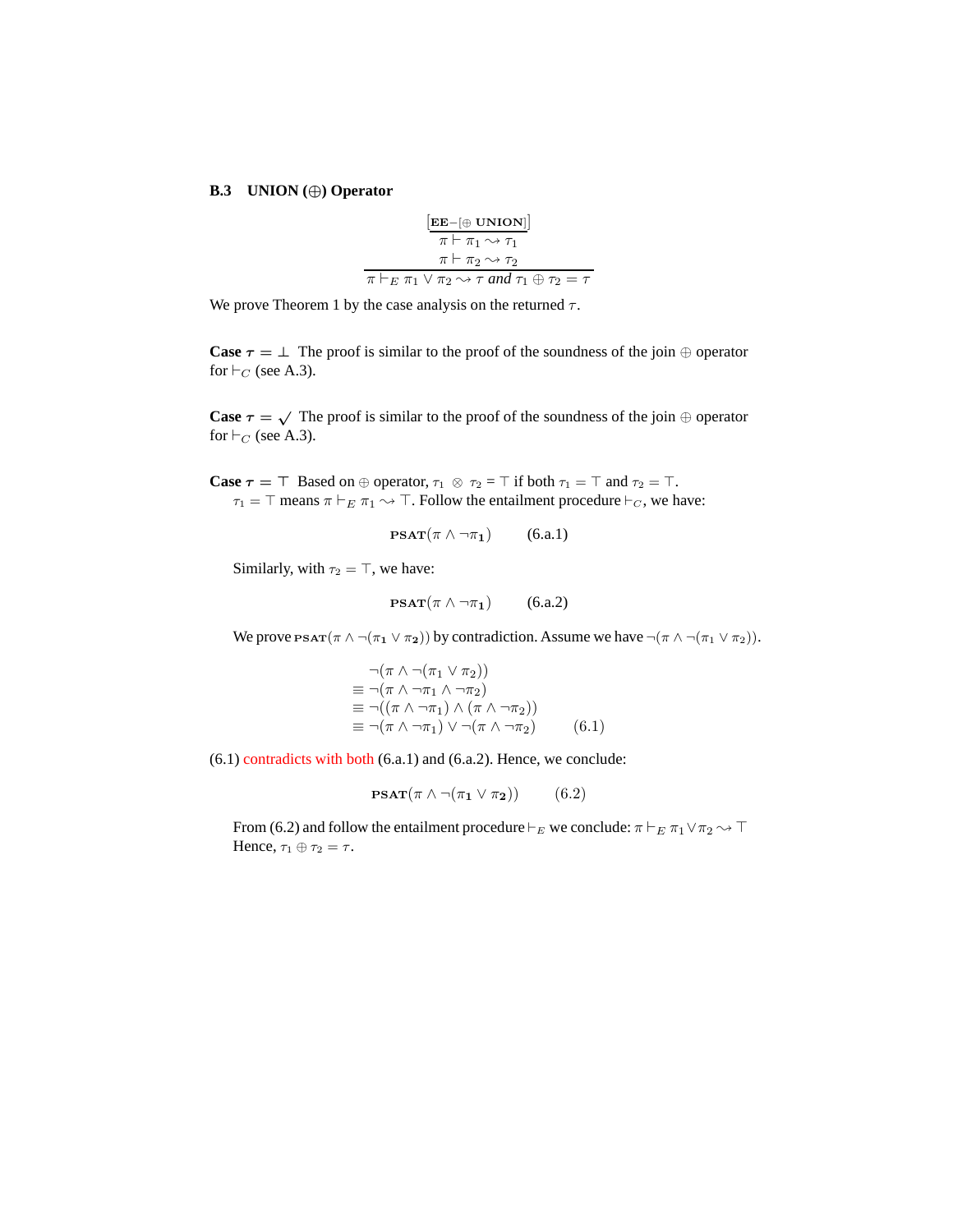### B.3 UNION (⊕) Operator

$$\frac{\begin{array}{c}[\textbf{EE}-[\oplus\ \textbf{UNION}]] \\ \hline \pi \vdash \pi_1 \rightsquigarrow \tau_1 \\ \pi \vdash \pi_2 \rightsquigarrow \tau_2\end{array}}{\pi \vdash_E \pi_1 \vee \pi_2 \rightsquigarrow \tau \textit{ and } \tau_1 \oplus \tau_2 = \tau}$$

We prove Theorem 1 by the case analysis on the returned $\tau$.

**Case $\tau = \bot$** The proof is similar to the proof of the soundness of the join $\oplus$ operator for $\vdash_C$ (see A.3).

**Case $\tau = \surd$** The proof is similar to the proof of the soundness of the join $\oplus$ operator for $\vdash_C$ (see A.3).

**Case $\tau = \top$** Based on $\oplus$ operator, $\tau_1 \otimes \tau_2 = \top$ if both $\tau_1 = \top$ and $\tau_2 = \top$.
$\tau_1 = \top$ means $\pi \vdash_E \pi_1 \rightsquigarrow \top$. Follow the entailment procedure $\vdash_C$, we have:

$$\textbf{PSAT}(\pi \wedge \neg\pi_\mathbf{1}) \qquad \text{(6.a.1)}$$

Similarly, with $\tau_2 = \top$, we have:

$$\textbf{PSAT}(\pi \wedge \neg\pi_\mathbf{1}) \qquad \text{(6.a.2)}$$

We prove $\textbf{PSAT}(\pi \wedge \neg(\pi_\mathbf{1} \vee \pi_\mathbf{2}))$ by contradiction. Assume we have $\neg(\pi \wedge \neg(\pi_1 \vee \pi_2))$.

$$\begin{aligned}
&\neg(\pi \wedge \neg(\pi_1 \vee \pi_2)) \\
\equiv\ &\neg(\pi \wedge \neg\pi_1 \wedge \neg\pi_2) \\
\equiv\ &\neg((\pi \wedge \neg\pi_1) \wedge (\pi \wedge \neg\pi_2)) \\
\equiv\ &\neg(\pi \wedge \neg\pi_1) \vee \neg(\pi \wedge \neg\pi_2) \qquad (6.1)
\end{aligned}$$

(6.1) contradicts with both (6.a.1) and (6.a.2). Hence, we conclude:

$$\textbf{PSAT}(\pi \wedge \neg(\pi_\mathbf{1} \vee \pi_\mathbf{2})) \qquad (6.2)$$

From (6.2) and follow the entailment procedure $\vdash_E$ we conclude: $\pi \vdash_E \pi_1 \vee \pi_2 \rightsquigarrow \top$
Hence, $\tau_1 \oplus \tau_2 = \tau$.